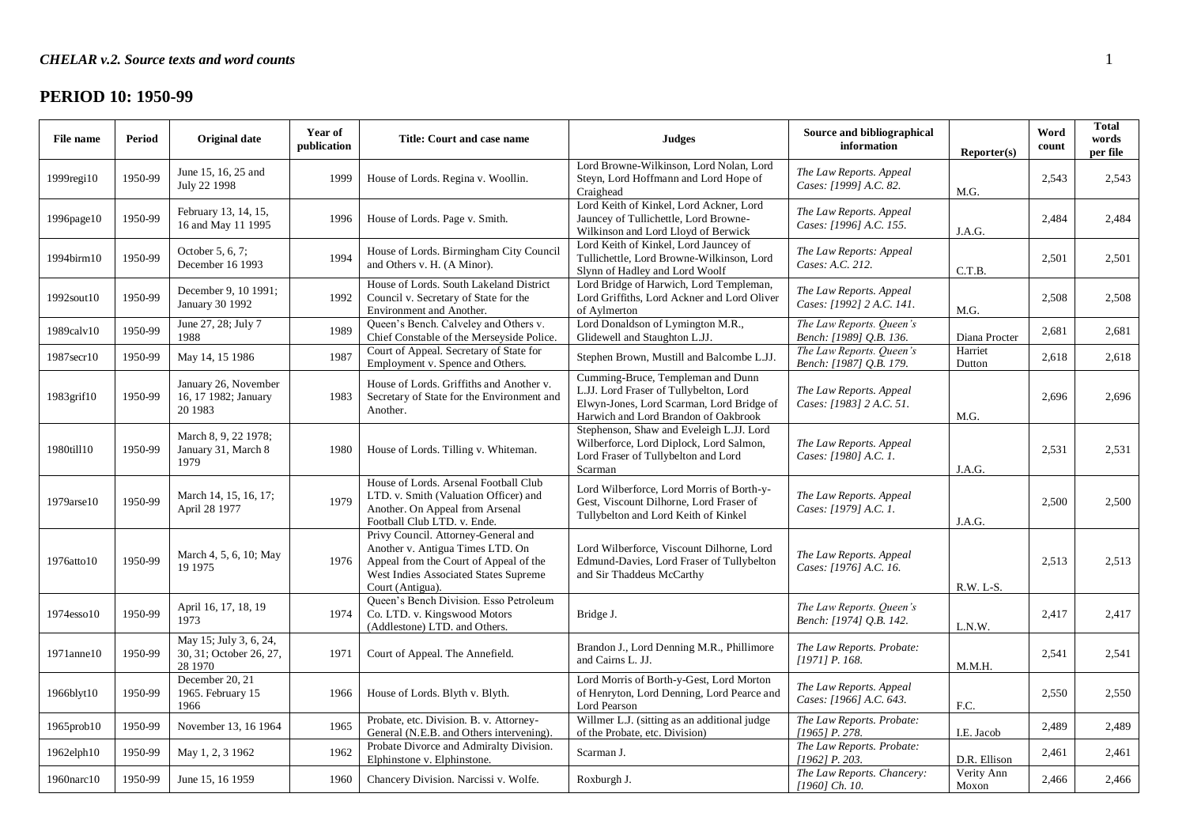## PERIOD 10: 1950-99

| File name | Period | Original date | Year of publication | Title: Court and case name | Judges | Source and bibliographical information | Reporter(s) | Word count | Total words per file |
|---|---|---|---|---|---|---|---|---|---|
| 1999regi10 | 1950-99 | June 15, 16, 25 and July 22 1998 | 1999 | House of Lords. Regina v. Woollin. | Lord Browne-Wilkinson, Lord Nolan, Lord Steyn, Lord Hoffmann and Lord Hope of Craighead | *The Law Reports. Appeal Cases: [1999] A.C. 82.* | M.G. | 2,543 | 2,543 |
| 1996page10 | 1950-99 | February 13, 14, 15, 16 and May 11 1995 | 1996 | House of Lords. Page v. Smith. | Lord Keith of Kinkel, Lord Ackner, Lord Jauncey of Tullichettle, Lord Browne-Wilkinson and Lord Lloyd of Berwick | *The Law Reports. Appeal Cases: [1996] A.C. 155.* | J.A.G. | 2,484 | 2,484 |
| 1994birm10 | 1950-99 | October 5, 6, 7; December 16 1993 | 1994 | House of Lords. Birmingham City Council and Others v. H. (A Minor). | Lord Keith of Kinkel, Lord Jauncey of Tullichettle, Lord Browne-Wilkinson, Lord Slynn of Hadley and Lord Woolf | *The Law Reports: Appeal Cases: A.C. 212.* | C.T.B. | 2,501 | 2,501 |
| 1992sout10 | 1950-99 | December 9, 10 1991; January 30 1992 | 1992 | House of Lords. South Lakeland District Council v. Secretary of State for the Environment and Another. | Lord Bridge of Harwich, Lord Templeman, Lord Griffiths, Lord Ackner and Lord Oliver of Aylmerton | *The Law Reports. Appeal Cases: [1992] 2 A.C. 141.* | M.G. | 2,508 | 2,508 |
| 1989calv10 | 1950-99 | June 27, 28; July 7 1988 | 1989 | Queen's Bench. Calveley and Others v. Chief Constable of the Merseyside Police. | Lord Donaldson of Lymington M.R., Glidewell and Staughton L.JJ. | *The Law Reports. Queen's Bench: [1989] Q.B. 136.* | Diana Procter | 2,681 | 2,681 |
| 1987secr10 | 1950-99 | May 14, 15 1986 | 1987 | Court of Appeal. Secretary of State for Employment v. Spence and Others. | Stephen Brown, Mustill and Balcombe L.JJ. | *The Law Reports. Queen's Bench: [1987] Q.B. 179.* | Harriet Dutton | 2,618 | 2,618 |
| 1983grif10 | 1950-99 | January 26, November 16, 17 1982; January 20 1983 | 1983 | House of Lords. Griffiths and Another v. Secretary of State for the Environment and Another. | Cumming-Bruce, Templeman and Dunn L.JJ. Lord Fraser of Tullybelton, Lord Elwyn-Jones, Lord Scarman, Lord Bridge of Harwich and Lord Brandon of Oakbrook | *The Law Reports. Appeal Cases: [1983] 2 A.C. 51.* | M.G. | 2,696 | 2,696 |
| 1980till10 | 1950-99 | March 8, 9, 22 1978; January 31, March 8 1979 | 1980 | House of Lords. Tilling v. Whiteman. | Stephenson, Shaw and Eveleigh L.JJ. Lord Wilberforce, Lord Diplock, Lord Salmon, Lord Fraser of Tullybelton and Lord Scarman | *The Law Reports. Appeal Cases: [1980] A.C. 1.* | J.A.G. | 2,531 | 2,531 |
| 1979arse10 | 1950-99 | March 14, 15, 16, 17; April 28 1977 | 1979 | House of Lords. Arsenal Football Club LTD. v. Smith (Valuation Officer) and Another. On Appeal from Arsenal Football Club LTD. v. Ende. | Lord Wilberforce, Lord Morris of Borth-y-Gest, Viscount Dilhorne, Lord Fraser of Tullybelton and Lord Keith of Kinkel | *The Law Reports. Appeal Cases: [1979] A.C. 1.* | J.A.G. | 2,500 | 2,500 |
| 1976atto10 | 1950-99 | March 4, 5, 6, 10; May 19 1975 | 1976 | Privy Council. Attorney-General and Another v. Antigua Times LTD. On Appeal from the Court of Appeal of the West Indies Associated States Supreme Court (Antigua). | Lord Wilberforce, Viscount Dilhorne, Lord Edmund-Davies, Lord Fraser of Tullybelton and Sir Thaddeus McCarthy | *The Law Reports. Appeal Cases: [1976] A.C. 16.* | R.W. L-S. | 2,513 | 2,513 |
| 1974esso10 | 1950-99 | April 16, 17, 18, 19 1973 | 1974 | Queen's Bench Division. Esso Petroleum Co. LTD. v. Kingswood Motors (Addlestone) LTD. and Others. | Bridge J. | *The Law Reports. Queen's Bench: [1974] Q.B. 142.* | L.N.W. | 2,417 | 2,417 |
| 1971anne10 | 1950-99 | May 15; July 3, 6, 24, 30, 31; October 26, 27, 28 1970 | 1971 | Court of Appeal. The Annefield. | Brandon J., Lord Denning M.R., Phillimore and Cairns L. JJ. | *The Law Reports. Probate: [1971] P. 168.* | M.M.H. | 2,541 | 2,541 |
| 1966blyt10 | 1950-99 | December 20, 21 1965. February 15 1966 | 1966 | House of Lords. Blyth v. Blyth. | Lord Morris of Borth-y-Gest, Lord Morton of Henryton, Lord Denning, Lord Pearce and Lord Pearson | *The Law Reports. Appeal Cases: [1966] A.C. 643.* | F.C. | 2,550 | 2,550 |
| 1965prob10 | 1950-99 | November 13, 16 1964 | 1965 | Probate, etc. Division. B. v. Attorney-General (N.E.B. and Others intervening). | Willmer L.J. (sitting as an additional judge of the Probate, etc. Division) | *The Law Reports. Probate: [1965] P. 278.* | I.E. Jacob | 2,489 | 2,489 |
| 1962elph10 | 1950-99 | May 1, 2, 3 1962 | 1962 | Probate Divorce and Admiralty Division. Elphinstone v. Elphinstone. | Scarman J. | *The Law Reports. Probate: [1962] P. 203.* | D.R. Ellison | 2,461 | 2,461 |
| 1960narc10 | 1950-99 | June 15, 16 1959 | 1960 | Chancery Division. Narcissi v. Wolfe. | Roxburgh J. | *The Law Reports. Chancery: [1960] Ch. 10.* | Verity Ann Moxon | 2,466 | 2,466 |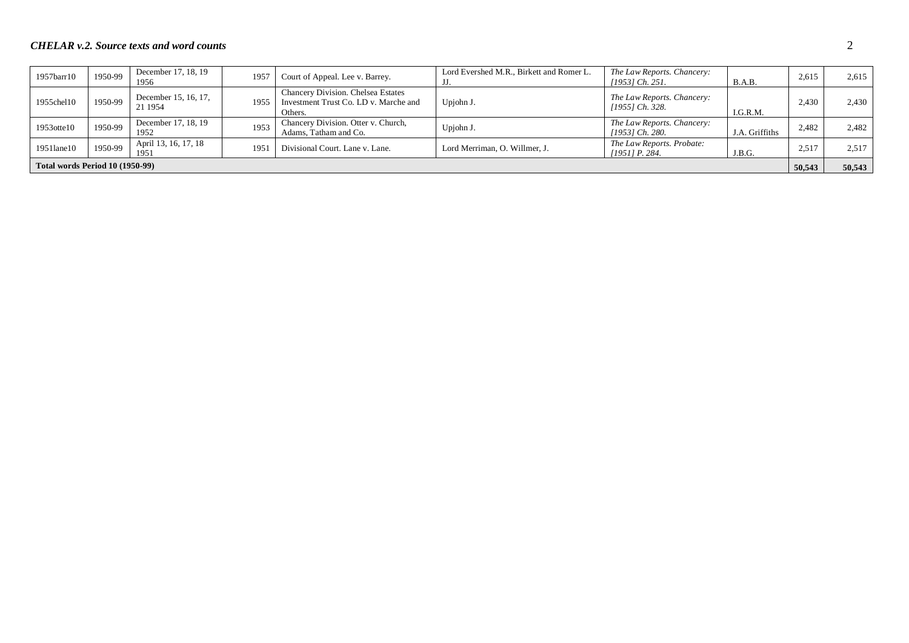| 1957barr10 | 1950-99 | December 17, 18, 19 1956 | 1957 | Court of Appeal. Lee v. Barrey. | Lord Evershed M.R., Birkett and Romer L. JJ. | *The Law Reports. Chancery: [1953] Ch. 251.* | B.A.B. | 2,615 | 2,615 |
|---|---|---|---|---|---|---|---|---|---|
| 1955chel10 | 1950-99 | December 15, 16, 17, 21 1954 | 1955 | Chancery Division. Chelsea Estates Investment Trust Co. LD v. Marche and Others. | Upjohn J. | *The Law Reports. Chancery: [1955] Ch. 328.* | I.G.R.M. | 2,430 | 2,430 |
| 1953otte10 | 1950-99 | December 17, 18, 19 1952 | 1953 | Chancery Division. Otter v. Church, Adams, Tatham and Co. | Upjohn J. | *The Law Reports. Chancery: [1953] Ch. 280.* | J.A. Griffiths | 2,482 | 2,482 |
| 1951lane10 | 1950-99 | April 13, 16, 17, 18 1951 | 1951 | Divisional Court. Lane v. Lane. | Lord Merriman, O. Willmer, J. | *The Law Reports. Probate: [1951] P. 284.* | J.B.G. | 2,517 | 2,517 |
| **Total words Period 10 (1950-99)** | | | | | | | | **50,543** | **50,543** |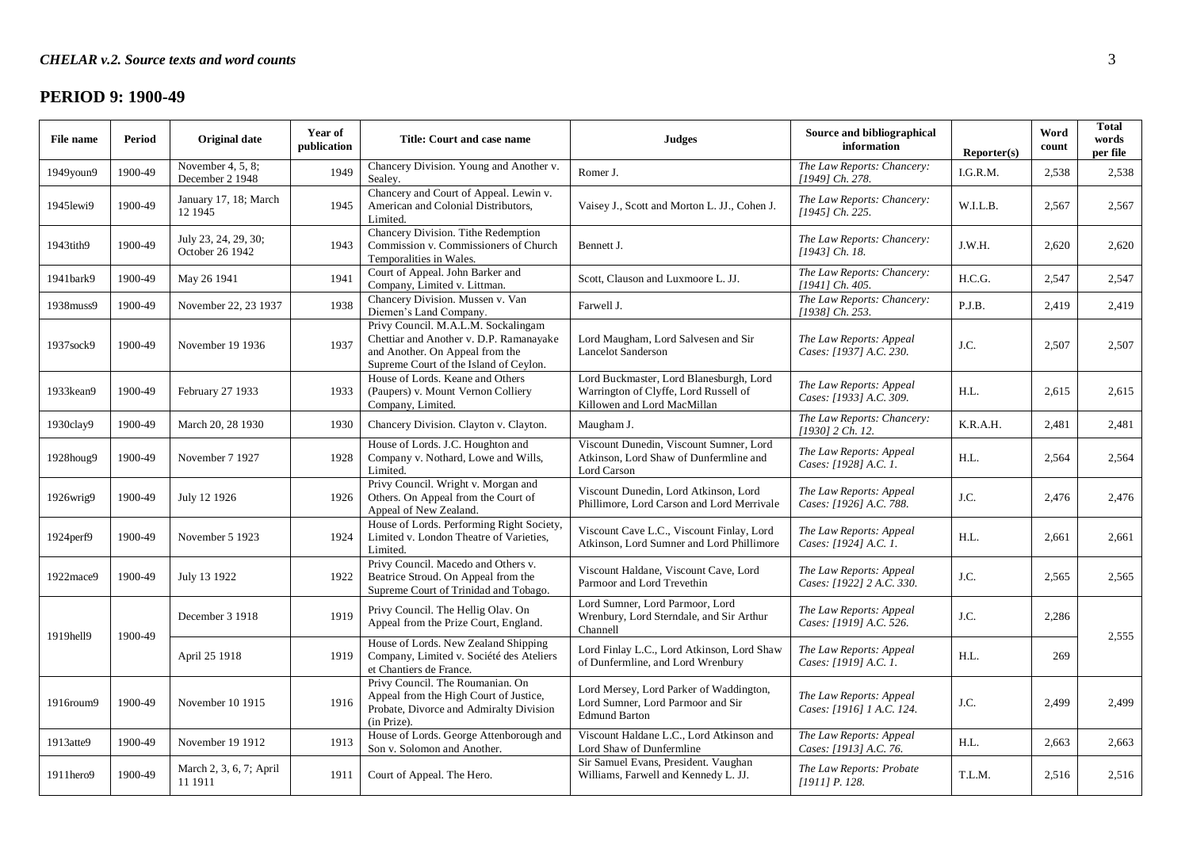## PERIOD 9: 1900-49

| File name | Period | Original date | Year of publication | Title: Court and case name | Judges | Source and bibliographical information | Reporter(s) | Word count | Total words per file |
|---|---|---|---|---|---|---|---|---|---|
| 1949youn9 | 1900-49 | November 4, 5, 8; December 2 1948 | 1949 | Chancery Division. Young and Another v. Sealey. | Romer J. | *The Law Reports: Chancery: [1949] Ch. 278.* | I.G.R.M. | 2,538 | 2,538 |
| 1945lewi9 | 1900-49 | January 17, 18; March 12 1945 | 1945 | Chancery and Court of Appeal. Lewin v. American and Colonial Distributors, Limited. | Vaisey J., Scott and Morton L. JJ., Cohen J. | *The Law Reports: Chancery: [1945] Ch. 225.* | W.I.L.B. | 2,567 | 2,567 |
| 1943tith9 | 1900-49 | July 23, 24, 29, 30; October 26 1942 | 1943 | Chancery Division. Tithe Redemption Commission v. Commissioners of Church Temporalities in Wales. | Bennett J. | *The Law Reports: Chancery: [1943] Ch. 18.* | J.W.H. | 2,620 | 2,620 |
| 1941bark9 | 1900-49 | May 26 1941 | 1941 | Court of Appeal. John Barker and Company, Limited v. Littman. | Scott, Clauson and Luxmoore L. JJ. | *The Law Reports: Chancery: [1941] Ch. 405.* | H.C.G. | 2,547 | 2,547 |
| 1938muss9 | 1900-49 | November 22, 23 1937 | 1938 | Chancery Division. Mussen v. Van Diemen's Land Company. | Farwell J. | *The Law Reports: Chancery: [1938] Ch. 253.* | P.J.B. | 2,419 | 2,419 |
| 1937sock9 | 1900-49 | November 19 1936 | 1937 | Privy Council. M.A.L.M. Sockalingam Chettiar and Another v. D.P. Ramanayake and Another. On Appeal from the Supreme Court of the Island of Ceylon. | Lord Maugham, Lord Salvesen and Sir Lancelot Sanderson | *The Law Reports: Appeal Cases: [1937] A.C. 230.* | J.C. | 2,507 | 2,507 |
| 1933kean9 | 1900-49 | February 27 1933 | 1933 | House of Lords. Keane and Others (Paupers) v. Mount Vernon Colliery Company, Limited. | Lord Buckmaster, Lord Blanesburgh, Lord Warrington of Clyffe, Lord Russell of Killowen and Lord MacMillan | *The Law Reports: Appeal Cases: [1933] A.C. 309.* | H.L. | 2,615 | 2,615 |
| 1930clay9 | 1900-49 | March 20, 28 1930 | 1930 | Chancery Division. Clayton v. Clayton. | Maugham J. | *The Law Reports: Chancery: [1930] 2 Ch. 12.* | K.R.A.H. | 2,481 | 2,481 |
| 1928houg9 | 1900-49 | November 7 1927 | 1928 | House of Lords. J.C. Houghton and Company v. Nothard, Lowe and Wills, Limited. | Viscount Dunedin, Viscount Sumner, Lord Atkinson, Lord Shaw of Dunfermline and Lord Carson | *The Law Reports: Appeal Cases: [1928] A.C. 1.* | H.L. | 2,564 | 2,564 |
| 1926wrig9 | 1900-49 | July 12 1926 | 1926 | Privy Council. Wright v. Morgan and Others. On Appeal from the Court of Appeal of New Zealand. | Viscount Dunedin, Lord Atkinson, Lord Phillimore, Lord Carson and Lord Merrivale | *The Law Reports: Appeal Cases: [1926] A.C. 788.* | J.C. | 2,476 | 2,476 |
| 1924perf9 | 1900-49 | November 5 1923 | 1924 | House of Lords. Performing Right Society, Limited v. London Theatre of Varieties, Limited. | Viscount Cave L.C., Viscount Finlay, Lord Atkinson, Lord Sumner and Lord Phillimore | *The Law Reports: Appeal Cases: [1924] A.C. 1.* | H.L. | 2,661 | 2,661 |
| 1922mace9 | 1900-49 | July 13 1922 | 1922 | Privy Council. Macedo and Others v. Beatrice Stroud. On Appeal from the Supreme Court of Trinidad and Tobago. | Viscount Haldane, Viscount Cave, Lord Parmoor and Lord Trevethin | *The Law Reports: Appeal Cases: [1922] 2 A.C. 330.* | J.C. | 2,565 | 2,565 |
| 1919hell9 | 1900-49 | December 3 1918 | 1919 | Privy Council. The Hellig Olav. On Appeal from the Prize Court, England. | Lord Sumner, Lord Parmoor, Lord Wrenbury, Lord Sterndale, and Sir Arthur Channell | *The Law Reports: Appeal Cases: [1919] A.C. 526.* | J.C. | 2,286 | 2,555 |
| | | April 25 1918 | 1919 | House of Lords. New Zealand Shipping Company, Limited v. Société des Ateliers et Chantiers de France. | Lord Finlay L.C., Lord Atkinson, Lord Shaw of Dunfermline, and Lord Wrenbury | *The Law Reports: Appeal Cases: [1919] A.C. 1.* | H.L. | 269 | |
| 1916roum9 | 1900-49 | November 10 1915 | 1916 | Privy Council. The Roumanian. On Appeal from the High Court of Justice, Probate, Divorce and Admiralty Division (in Prize). | Lord Mersey, Lord Parker of Waddington, Lord Sumner, Lord Parmoor and Sir Edmund Barton | *The Law Reports: Appeal Cases: [1916] 1 A.C. 124.* | J.C. | 2,499 | 2,499 |
| 1913atte9 | 1900-49 | November 19 1912 | 1913 | House of Lords. George Attenborough and Son v. Solomon and Another. | Viscount Haldane L.C., Lord Atkinson and Lord Shaw of Dunfermline | *The Law Reports: Appeal Cases: [1913] A.C. 76.* | H.L. | 2,663 | 2,663 |
| 1911hero9 | 1900-49 | March 2, 3, 6, 7; April 11 1911 | 1911 | Court of Appeal. The Hero. | Sir Samuel Evans, President. Vaughan Williams, Farwell and Kennedy L. JJ. | *The Law Reports: Probate [1911] P. 128.* | T.L.M. | 2,516 | 2,516 |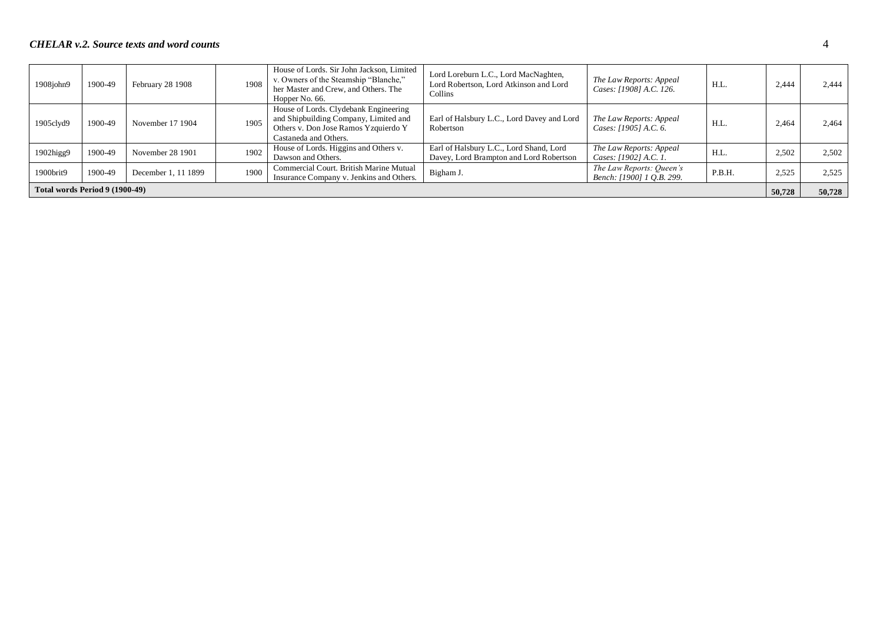| | | | | | | | | | |
|---|---|---|---|---|---|---|---|---|---|
| 1908john9 | 1900-49 | February 28 1908 | 1908 | House of Lords. Sir John Jackson, Limited v. Owners of the Steamship "Blanche," her Master and Crew, and Others. The Hopper No. 66. | Lord Loreburn L.C., Lord MacNaghten, Lord Robertson, Lord Atkinson and Lord Collins | *The Law Reports: Appeal Cases: [1908] A.C. 126.* | H.L. | 2,444 | 2,444 |
| 1905clyd9 | 1900-49 | November 17 1904 | 1905 | House of Lords. Clydebank Engineering and Shipbuilding Company, Limited and Others v. Don Jose Ramos Yzquierdo Y Castaneda and Others. | Earl of Halsbury L.C., Lord Davey and Lord Robertson | *The Law Reports: Appeal Cases: [1905] A.C. 6.* | H.L. | 2,464 | 2,464 |
| 1902higg9 | 1900-49 | November 28 1901 | 1902 | House of Lords. Higgins and Others v. Dawson and Others. | Earl of Halsbury L.C., Lord Shand, Lord Davey, Lord Brampton and Lord Robertson | *The Law Reports: Appeal Cases: [1902] A.C. 1.* | H.L. | 2,502 | 2,502 |
| 1900brit9 | 1900-49 | December 1, 11 1899 | 1900 | Commercial Court. British Marine Mutual Insurance Company v. Jenkins and Others. | Bigham J. | *The Law Reports: Queen's Bench: [1900] 1 Q.B. 299.* | P.B.H. | 2,525 | 2,525 |
| **Total words Period 9 (1900-49)** | | | | | | | | **50,728** | **50,728** |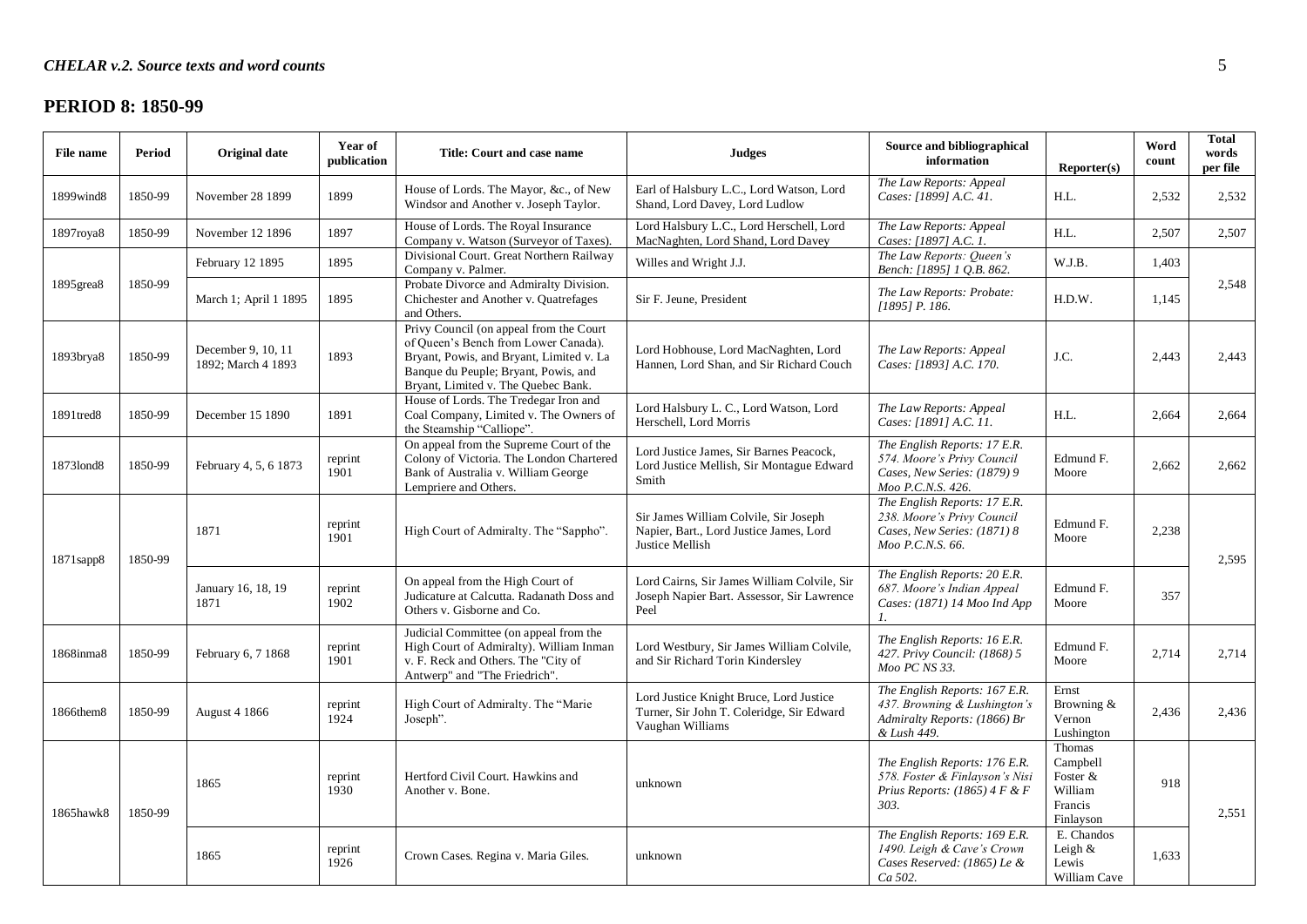## PERIOD 8: 1850-99

| File name | Period | Original date | Year of publication | Title: Court and case name | Judges | Source and bibliographical information | Reporter(s) | Word count | Total words per file |
|---|---|---|---|---|---|---|---|---|---|
| 1899wind8 | 1850-99 | November 28 1899 | 1899 | House of Lords. The Mayor, &c., of New Windsor and Another v. Joseph Taylor. | Earl of Halsbury L.C., Lord Watson, Lord Shand, Lord Davey, Lord Ludlow | *The Law Reports: Appeal Cases: [1899] A.C. 41.* | H.L. | 2,532 | 2,532 |
| 1897roya8 | 1850-99 | November 12 1896 | 1897 | House of Lords. The Royal Insurance Company v. Watson (Surveyor of Taxes). | Lord Halsbury L.C., Lord Herschell, Lord MacNaghten, Lord Shand, Lord Davey | *The Law Reports: Appeal Cases: [1897] A.C. 1.* | H.L. | 2,507 | 2,507 |
| 1895grea8 | 1850-99 | February 12 1895 | 1895 | Divisional Court. Great Northern Railway Company v. Palmer. | Willes and Wright J.J. | *The Law Reports: Queen's Bench: [1895] 1 Q.B. 862.* | W.J.B. | 1,403 | 2,548 |
| | | March 1; April 1 1895 | 1895 | Probate Divorce and Admiralty Division. Chichester and Another v. Quatrefages and Others. | Sir F. Jeune, President | *The Law Reports: Probate: [1895] P. 186.* | H.D.W. | 1,145 | |
| 1893brya8 | 1850-99 | December 9, 10, 11 1892; March 4 1893 | 1893 | Privy Council (on appeal from the Court of Queen's Bench from Lower Canada). Bryant, Powis, and Bryant, Limited v. La Banque du Peuple; Bryant, Powis, and Bryant, Limited v. The Quebec Bank. | Lord Hobhouse, Lord MacNaghten, Lord Hannen, Lord Shan, and Sir Richard Couch | *The Law Reports: Appeal Cases: [1893] A.C. 170.* | J.C. | 2,443 | 2,443 |
| 1891tred8 | 1850-99 | December 15 1890 | 1891 | House of Lords. The Tredegar Iron and Coal Company, Limited v. The Owners of the Steamship "Calliope". | Lord Halsbury L. C., Lord Watson, Lord Herschell, Lord Morris | *The Law Reports: Appeal Cases: [1891] A.C. 11.* | H.L. | 2,664 | 2,664 |
| 1873lond8 | 1850-99 | February 4, 5, 6 1873 | reprint 1901 | On appeal from the Supreme Court of the Colony of Victoria. The London Chartered Bank of Australia v. William George Lempriere and Others. | Lord Justice James, Sir Barnes Peacock, Lord Justice Mellish, Sir Montague Edward Smith | *The English Reports: 17 E.R. 574. Moore's Privy Council Cases, New Series: (1879) 9 Moo P.C.N.S. 426.* | Edmund F. Moore | 2,662 | 2,662 |
| 1871sapp8 | 1850-99 | 1871 | reprint 1901 | High Court of Admiralty. The "Sappho". | Sir James William Colvile, Sir Joseph Napier, Bart., Lord Justice James, Lord Justice Mellish | *The English Reports: 17 E.R. 238. Moore's Privy Council Cases, New Series: (1871) 8 Moo P.C.N.S. 66.* | Edmund F. Moore | 2,238 | 2,595 |
| | | January 16, 18, 19 1871 | reprint 1902 | On appeal from the High Court of Judicature at Calcutta. Radanath Doss and Others v. Gisborne and Co. | Lord Cairns, Sir James William Colvile, Sir Joseph Napier Bart. Assessor, Sir Lawrence Peel | *The English Reports: 20 E.R. 687. Moore's Indian Appeal Cases: (1871) 14 Moo Ind App 1.* | Edmund F. Moore | 357 | |
| 1868inma8 | 1850-99 | February 6, 7 1868 | reprint 1901 | Judicial Committee (on appeal from the High Court of Admiralty). William Inman v. F. Reck and Others. The "City of Antwerp" and "The Friedrich". | Lord Westbury, Sir James William Colvile, and Sir Richard Torin Kindersley | *The English Reports: 16 E.R. 427. Privy Council: (1868) 5 Moo PC NS 33.* | Edmund F. Moore | 2,714 | 2,714 |
| 1866them8 | 1850-99 | August 4 1866 | reprint 1924 | High Court of Admiralty. The "Marie Joseph". | Lord Justice Knight Bruce, Lord Justice Turner, Sir John T. Coleridge, Sir Edward Vaughan Williams | *The English Reports: 167 E.R. 437. Browning & Lushington's Admiralty Reports: (1866) Br & Lush 449.* | Ernst Browning & Vernon Lushington | 2,436 | 2,436 |
| 1865hawk8 | 1850-99 | 1865 | reprint 1930 | Hertford Civil Court. Hawkins and Another v. Bone. | unknown | *The English Reports: 176 E.R. 578. Foster & Finlayson's Nisi Prius Reports: (1865) 4 F & F 303.* | Thomas Campbell Foster & William Francis Finlayson | 918 | 2,551 |
| | | 1865 | reprint 1926 | Crown Cases. Regina v. Maria Giles. | unknown | *The English Reports: 169 E.R. 1490. Leigh & Cave's Crown Cases Reserved: (1865) Le & Ca 502.* | E. Chandos Leigh & Lewis William Cave | 1,633 | |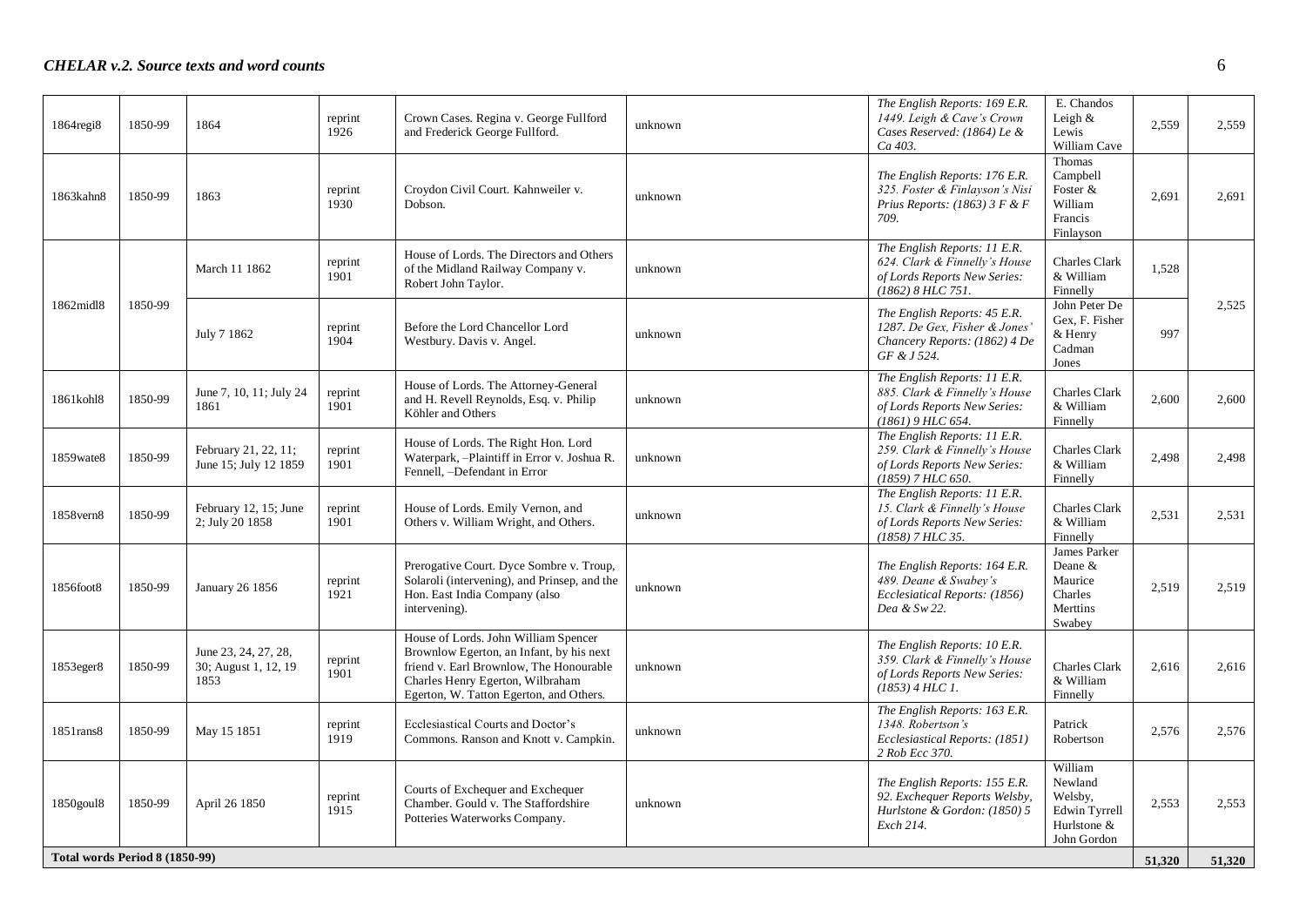| 1864regi8 | 1850-99 | 1864 | reprint 1926 | Crown Cases. Regina v. George Fullford and Frederick George Fullford. | unknown | *The English Reports: 169 E.R. 1449. Leigh & Cave's Crown Cases Reserved: (1864) Le & Ca 403.* | E. Chandos Leigh & Lewis William Cave | 2,559 | 2,559 |
|---|---|---|---|---|---|---|---|---|---|
| 1863kahn8 | 1850-99 | 1863 | reprint 1930 | Croydon Civil Court. Kahnweiler v. Dobson. | unknown | *The English Reports: 176 E.R. 325. Foster & Finlayson's Nisi Prius Reports: (1863) 3 F & F 709.* | Thomas Campbell Foster & William Francis Finlayson | 2,691 | 2,691 |
| 1862midl8 | 1850-99 | March 11 1862 | reprint 1901 | House of Lords. The Directors and Others of the Midland Railway Company v. Robert John Taylor. | unknown | *The English Reports: 11 E.R. 624. Clark & Finnelly's House of Lords Reports New Series: (1862) 8 HLC 751.* | Charles Clark & William Finnelly | 1,528 | 2,525 |
| | | July 7 1862 | reprint 1904 | Before the Lord Chancellor Lord Westbury. Davis v. Angel. | unknown | *The English Reports: 45 E.R. 1287. De Gex, Fisher & Jones' Chancery Reports: (1862) 4 De GF & J 524.* | John Peter De Gex, F. Fisher & Henry Cadman Jones | 997 | |
| 1861kohl8 | 1850-99 | June 7, 10, 11; July 24 1861 | reprint 1901 | House of Lords. The Attorney-General and H. Revell Reynolds, Esq. v. Philip Köhler and Others | unknown | *The English Reports: 11 E.R. 885. Clark & Finnelly's House of Lords Reports New Series: (1861) 9 HLC 654.* | Charles Clark & William Finnelly | 2,600 | 2,600 |
| 1859wate8 | 1850-99 | February 21, 22, 11; June 15; July 12 1859 | reprint 1901 | House of Lords. The Right Hon. Lord Waterpark, –Plaintiff in Error v. Joshua R. Fennell, –Defendant in Error | unknown | *The English Reports: 11 E.R. 259. Clark & Finnelly's House of Lords Reports New Series: (1859) 7 HLC 650.* | Charles Clark & William Finnelly | 2,498 | 2,498 |
| 1858vern8 | 1850-99 | February 12, 15; June 2; July 20 1858 | reprint 1901 | House of Lords. Emily Vernon, and Others v. William Wright, and Others. | unknown | *The English Reports: 11 E.R. 15. Clark & Finnelly's House of Lords Reports New Series: (1858) 7 HLC 35.* | Charles Clark & William Finnelly | 2,531 | 2,531 |
| 1856foot8 | 1850-99 | January 26 1856 | reprint 1921 | Prerogative Court. Dyce Sombre v. Troup, Solaroli (intervening), and Prinsep, and the Hon. East India Company (also intervening). | unknown | *The English Reports: 164 E.R. 489. Deane & Swabey's Ecclesiatical Reports: (1856) Dea & Sw 22.* | James Parker Deane & Maurice Charles Merttins Swabey | 2,519 | 2,519 |
| 1853eger8 | 1850-99 | June 23, 24, 27, 28, 30; August 1, 12, 19 1853 | reprint 1901 | House of Lords. John William Spencer Brownlow Egerton, an Infant, by his next friend v. Earl Brownlow, The Honourable Charles Henry Egerton, Wilbraham Egerton, W. Tatton Egerton, and Others. | unknown | *The English Reports: 10 E.R. 359. Clark & Finnelly's House of Lords Reports New Series: (1853) 4 HLC 1.* | Charles Clark & William Finnelly | 2,616 | 2,616 |
| 1851rans8 | 1850-99 | May 15 1851 | reprint 1919 | Ecclesiastical Courts and Doctor's Commons. Ranson and Knott v. Campkin. | unknown | *The English Reports: 163 E.R. 1348. Robertson's Ecclesiastical Reports: (1851) 2 Rob Ecc 370.* | Patrick Robertson | 2,576 | 2,576 |
| 1850goul8 | 1850-99 | April 26 1850 | reprint 1915 | Courts of Exchequer and Exchequer Chamber. Gould v. The Staffordshire Potteries Waterworks Company. | unknown | *The English Reports: 155 E.R. 92. Exchequer Reports Welsby, Hurlstone & Gordon: (1850) 5 Exch 214.* | William Newland Welsby, Edwin Tyrrell Hurlstone & John Gordon | 2,553 | 2,553 |
| **Total words Period 8 (1850-99)** | | | | | | | | **51,320** | **51,320** |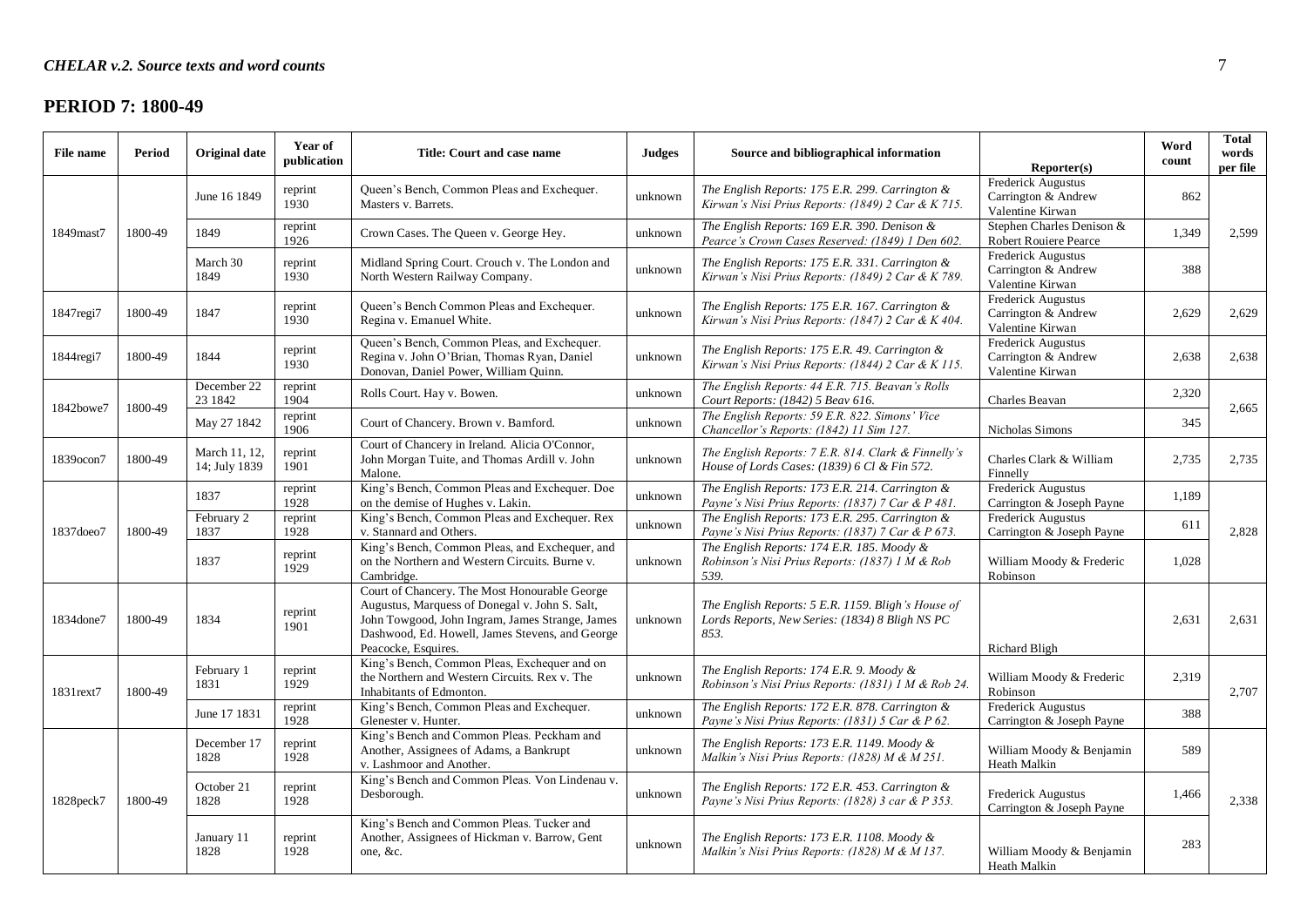## PERIOD 7: 1800-49

| File name | Period | Original date | Year of publication | Title: Court and case name | Judges | Source and bibliographical information | Reporter(s) | Word count | Total words per file |
|---|---|---|---|---|---|---|---|---|---|
| 1849mast7 | 1800-49 | June 16 1849 | reprint 1930 | Queen's Bench, Common Pleas and Exchequer. Masters v. Barrets. | unknown | *The English Reports: 175 E.R. 299. Carrington & Kirwan's Nisi Prius Reports: (1849) 2 Car & K 715.* | Frederick Augustus Carrington & Andrew Valentine Kirwan | 862 | 2,599 |
| | | 1849 | reprint 1926 | Crown Cases. The Queen v. George Hey. | unknown | *The English Reports: 169 E.R. 390. Denison & Pearce's Crown Cases Reserved: (1849) 1 Den 602.* | Stephen Charles Denison & Robert Rouiere Pearce | 1,349 | |
| | | March 30 1849 | reprint 1930 | Midland Spring Court. Crouch v. The London and North Western Railway Company. | unknown | *The English Reports: 175 E.R. 331. Carrington & Kirwan's Nisi Prius Reports: (1849) 2 Car & K 789.* | Frederick Augustus Carrington & Andrew Valentine Kirwan | 388 | |
| 1847regi7 | 1800-49 | 1847 | reprint 1930 | Queen's Bench Common Pleas and Exchequer. Regina v. Emanuel White. | unknown | *The English Reports: 175 E.R. 167. Carrington & Kirwan's Nisi Prius Reports: (1847) 2 Car & K 404.* | Frederick Augustus Carrington & Andrew Valentine Kirwan | 2,629 | 2,629 |
| 1844regi7 | 1800-49 | 1844 | reprint 1930 | Queen's Bench, Common Pleas, and Exchequer. Regina v. John O'Brian, Thomas Ryan, Daniel Donovan, Daniel Power, William Quinn. | unknown | *The English Reports: 175 E.R. 49. Carrington & Kirwan's Nisi Prius Reports: (1844) 2 Car & K 115.* | Frederick Augustus Carrington & Andrew Valentine Kirwan | 2,638 | 2,638 |
| 1842bowe7 | 1800-49 | December 22 23 1842 | reprint 1904 | Rolls Court. Hay v. Bowen. | unknown | *The English Reports: 44 E.R. 715. Beavan's Rolls Court Reports: (1842) 5 Beav 616.* | Charles Beavan | 2,320 | 2,665 |
| | | May 27 1842 | reprint 1906 | Court of Chancery. Brown v. Bamford. | unknown | *The English Reports: 59 E.R. 822. Simons' Vice Chancellor's Reports: (1842) 11 Sim 127.* | Nicholas Simons | 345 | |
| 1839ocon7 | 1800-49 | March 11, 12, 14; July 1839 | reprint 1901 | Court of Chancery in Ireland. Alicia O'Connor, John Morgan Tuite, and Thomas Ardill v. John Malone. | unknown | *The English Reports: 7 E.R. 814. Clark & Finnelly's House of Lords Cases: (1839) 6 Cl & Fin 572.* | Charles Clark & William Finnelly | 2,735 | 2,735 |
| 1837doeo7 | 1800-49 | 1837 | reprint 1928 | King's Bench, Common Pleas and Exchequer. Doe on the demise of Hughes v. Lakin. | unknown | *The English Reports: 173 E.R. 214. Carrington & Payne's Nisi Prius Reports: (1837) 7 Car & P 481.* | Frederick Augustus Carrington & Joseph Payne | 1,189 | 2,828 |
| | | February 2 1837 | reprint 1928 | King's Bench, Common Pleas and Exchequer. Rex v. Stannard and Others. | unknown | *The English Reports: 173 E.R. 295. Carrington & Payne's Nisi Prius Reports: (1837) 7 Car & P 673.* | Frederick Augustus Carrington & Joseph Payne | 611 | |
| | | 1837 | reprint 1929 | King's Bench, Common Pleas, and Exchequer, and on the Northern and Western Circuits. Burne v. Cambridge. | unknown | *The English Reports: 174 E.R. 185. Moody & Robinson's Nisi Prius Reports: (1837) 1 M & Rob 539.* | William Moody & Frederic Robinson | 1,028 | |
| 1834done7 | 1800-49 | 1834 | reprint 1901 | Court of Chancery. The Most Honourable George Augustus, Marquess of Donegal v. John S. Salt, John Towgood, John Ingram, James Strange, James Dashwood, Ed. Howell, James Stevens, and George Peacocke, Esquires. | unknown | *The English Reports: 5 E.R. 1159. Bligh's House of Lords Reports, New Series: (1834) 8 Bligh NS PC 853.* | Richard Bligh | 2,631 | 2,631 |
| 1831rext7 | 1800-49 | February 1 1831 | reprint 1929 | King's Bench, Common Pleas, Exchequer and on the Northern and Western Circuits. Rex v. The Inhabitants of Edmonton. | unknown | *The English Reports: 174 E.R. 9. Moody & Robinson's Nisi Prius Reports: (1831) 1 M & Rob 24.* | William Moody & Frederic Robinson | 2,319 | 2,707 |
| | | June 17 1831 | reprint 1928 | King's Bench, Common Pleas and Exchequer. Glenester v. Hunter. | unknown | *The English Reports: 172 E.R. 878. Carrington & Payne's Nisi Prius Reports: (1831) 5 Car & P 62.* | Frederick Augustus Carrington & Joseph Payne | 388 | |
| 1828peck7 | 1800-49 | December 17 1828 | reprint 1928 | King's Bench and Common Pleas. Peckham and Another, Assignees of Adams, a Bankrupt v. Lashmoor and Another. | unknown | *The English Reports: 173 E.R. 1149. Moody & Malkin's Nisi Prius Reports: (1828) M & M 251.* | William Moody & Benjamin Heath Malkin | 589 | 2,338 |
| | | October 21 1828 | reprint 1928 | King's Bench and Common Pleas. Von Lindenau v. Desborough. | unknown | *The English Reports: 172 E.R. 453. Carrington & Payne's Nisi Prius Reports: (1828) 3 car & P 353.* | Frederick Augustus Carrington & Joseph Payne | 1,466 | |
| | | January 11 1828 | reprint 1928 | King's Bench and Common Pleas. Tucker and Another, Assignees of Hickman v. Barrow, Gent one, &c. | unknown | *The English Reports: 173 E.R. 1108. Moody & Malkin's Nisi Prius Reports: (1828) M & M 137.* | William Moody & Benjamin Heath Malkin | 283 | |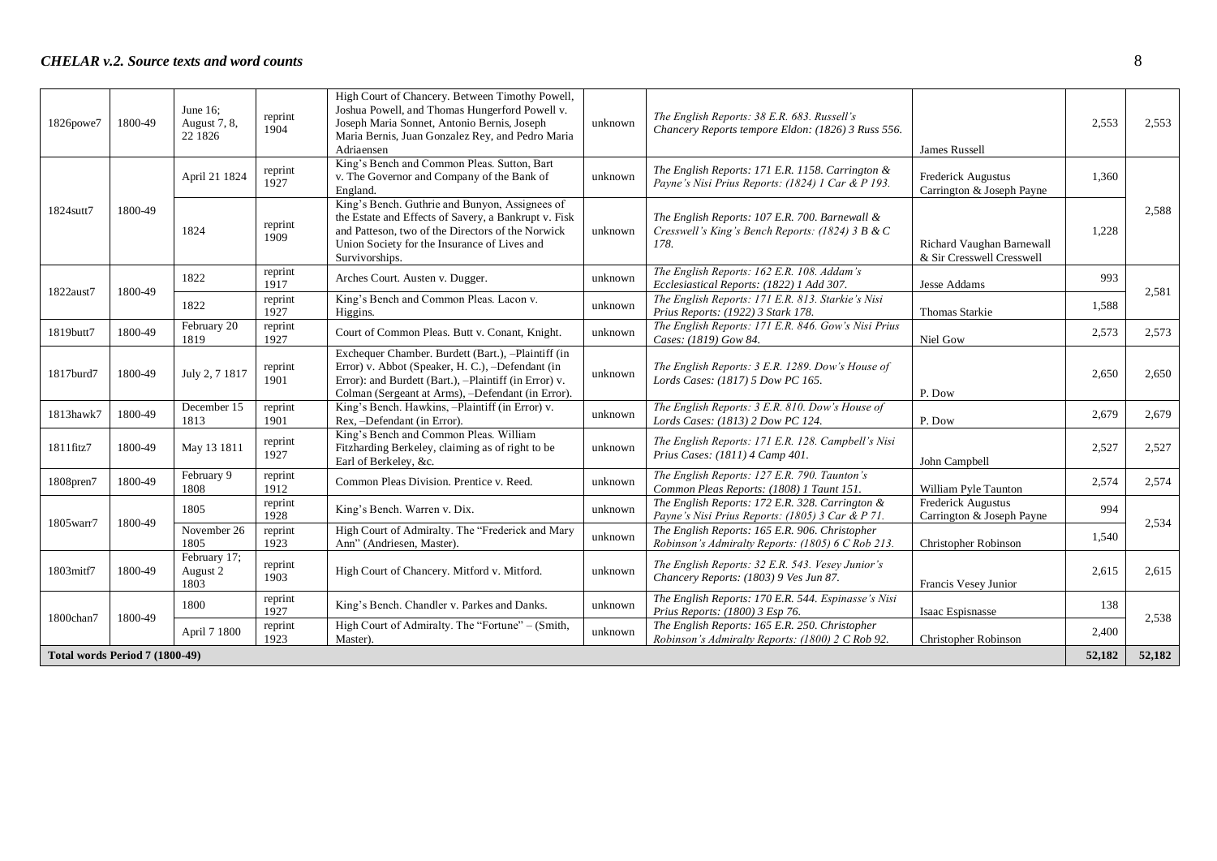| 1826powe7 | 1800-49 | June 16; August 7, 8, 22 1826 | reprint 1904 | High Court of Chancery. Between Timothy Powell, Joshua Powell, and Thomas Hungerford Powell v. Joseph Maria Sonnet, Antonio Bernis, Joseph Maria Bernis, Juan Gonzalez Rey, and Pedro Maria Adriaensen | unknown | *The English Reports: 38 E.R. 683. Russell's Chancery Reports tempore Eldon: (1826) 3 Russ 556.* | James Russell | 2,553 | 2,553 |
|---|---|---|---|---|---|---|---|---|---|
| 1824sutt7 | 1800-49 | April 21 1824 | reprint 1927 | King's Bench and Common Pleas. Sutton, Bart v. The Governor and Company of the Bank of England. | unknown | *The English Reports: 171 E.R. 1158. Carrington & Payne's Nisi Prius Reports: (1824) 1 Car & P 193.* | Frederick Augustus Carrington & Joseph Payne | 1,360 | 2,588 |
| | | 1824 | reprint 1909 | King's Bench. Guthrie and Bunyon, Assignees of the Estate and Effects of Savery, a Bankrupt v. Fisk and Patteson, two of the Directors of the Norwick Union Society for the Insurance of Lives and Survivorships. | unknown | *The English Reports: 107 E.R. 700. Barnewall & Cresswell's King's Bench Reports: (1824) 3 B & C 178.* | Richard Vaughan Barnewall & Sir Cresswell Cresswell | 1,228 | |
| 1822aust7 | 1800-49 | 1822 | reprint 1917 | Arches Court. Austen v. Dugger. | unknown | *The English Reports: 162 E.R. 108. Addam's Ecclesiastical Reports: (1822) 1 Add 307.* | Jesse Addams | 993 | 2,581 |
| | | 1822 | reprint 1927 | King's Bench and Common Pleas. Lacon v. Higgins. | unknown | *The English Reports: 171 E.R. 813. Starkie's Nisi Prius Reports: (1922) 3 Stark 178.* | Thomas Starkie | 1,588 | |
| 1819butt7 | 1800-49 | February 20 1819 | reprint 1927 | Court of Common Pleas. Butt v. Conant, Knight. | unknown | *The English Reports: 171 E.R. 846. Gow's Nisi Prius Cases: (1819) Gow 84.* | Niel Gow | 2,573 | 2,573 |
| 1817burd7 | 1800-49 | July 2, 7 1817 | reprint 1901 | Exchequer Chamber. Burdett (Bart.), –Plaintiff (in Error) v. Abbot (Speaker, H. C.), –Defendant (in Error): and Burdett (Bart.), –Plaintiff (in Error) v. Colman (Sergeant at Arms), –Defendant (in Error). | unknown | *The English Reports: 3 E.R. 1289. Dow's House of Lords Cases: (1817) 5 Dow PC 165.* | P. Dow | 2,650 | 2,650 |
| 1813hawk7 | 1800-49 | December 15 1813 | reprint 1901 | King's Bench. Hawkins, –Plaintiff (in Error) v. Rex, –Defendant (in Error). | unknown | *The English Reports: 3 E.R. 810. Dow's House of Lords Cases: (1813) 2 Dow PC 124.* | P. Dow | 2,679 | 2,679 |
| 1811fitz7 | 1800-49 | May 13 1811 | reprint 1927 | King's Bench and Common Pleas. William Fitzharding Berkeley, claiming as of right to be Earl of Berkeley, &c. | unknown | *The English Reports: 171 E.R. 128. Campbell's Nisi Prius Cases: (1811) 4 Camp 401.* | John Campbell | 2,527 | 2,527 |
| 1808pren7 | 1800-49 | February 9 1808 | reprint 1912 | Common Pleas Division. Prentice v. Reed. | unknown | *The English Reports: 127 E.R. 790. Taunton's Common Pleas Reports: (1808) 1 Taunt 151.* | William Pyle Taunton | 2,574 | 2,574 |
| 1805warr7 | 1800-49 | 1805 | reprint 1928 | King's Bench. Warren v. Dix. | unknown | *The English Reports: 172 E.R. 328. Carrington & Payne's Nisi Prius Reports: (1805) 3 Car & P 71.* | Frederick Augustus Carrington & Joseph Payne | 994 | 2,534 |
| | | November 26 1805 | reprint 1923 | High Court of Admiralty. The "Frederick and Mary Ann" (Andriesen, Master). | unknown | *The English Reports: 165 E.R. 906. Christopher Robinson's Admiralty Reports: (1805) 6 C Rob 213.* | Christopher Robinson | 1,540 | |
| 1803mitf7 | 1800-49 | February 17; August 2 1803 | reprint 1903 | High Court of Chancery. Mitford v. Mitford. | unknown | *The English Reports: 32 E.R. 543. Vesey Junior's Chancery Reports: (1803) 9 Ves Jun 87.* | Francis Vesey Junior | 2,615 | 2,615 |
| 1800chan7 | 1800-49 | 1800 | reprint 1927 | King's Bench. Chandler v. Parkes and Danks. | unknown | *The English Reports: 170 E.R. 544. Espinasse's Nisi Prius Reports: (1800) 3 Esp 76.* | Isaac Espisnasse | 138 | 2,538 |
| | | April 7 1800 | reprint 1923 | High Court of Admiralty. The "Fortune" – (Smith, Master). | unknown | *The English Reports: 165 E.R. 250. Christopher Robinson's Admiralty Reports: (1800) 2 C Rob 92.* | Christopher Robinson | 2,400 | |
| **Total words Period 7 (1800-49)** | | | | | | | | **52,182** | **52,182** |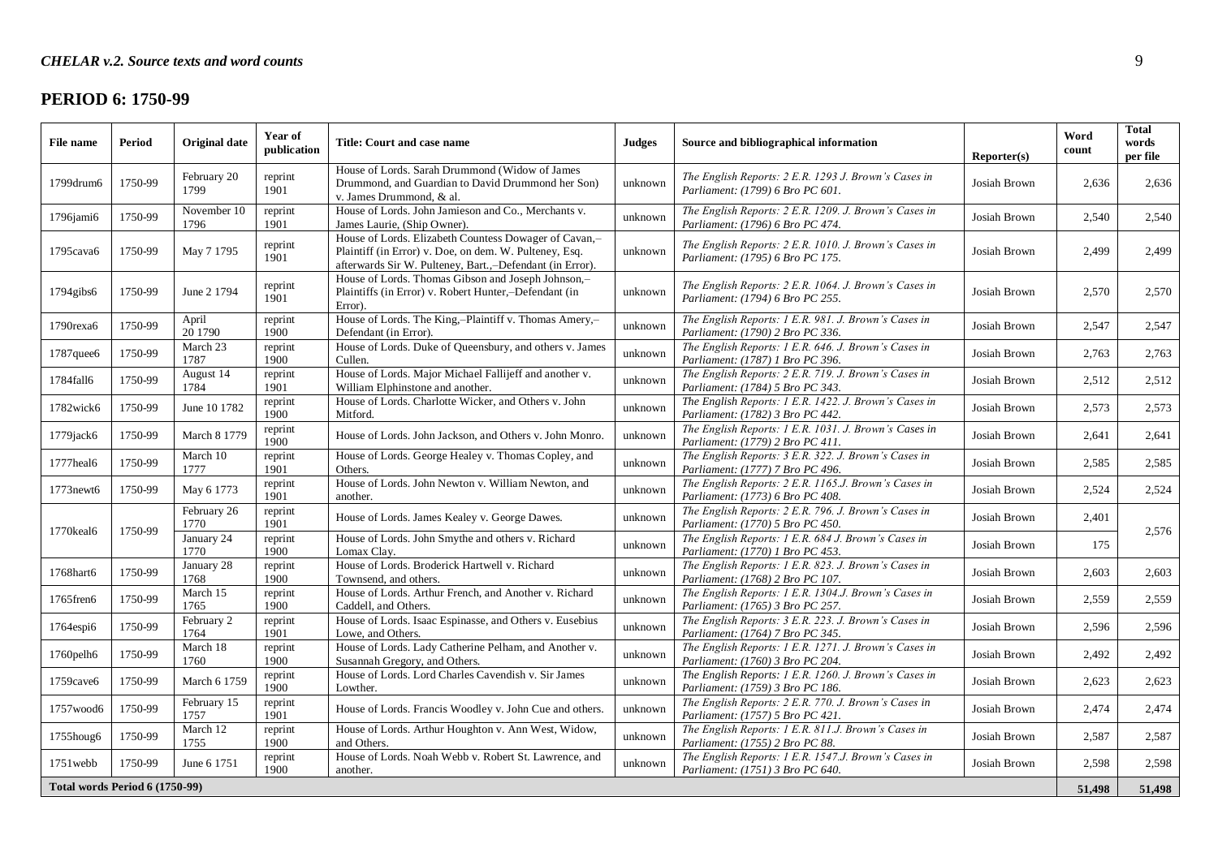## PERIOD 6: 1750-99

| File name | Period | Original date | Year of publication | Title: Court and case name | Judges | Source and bibliographical information | Reporter(s) | Word count | Total words per file |
|---|---|---|---|---|---|---|---|---|---|
| 1799drum6 | 1750-99 | February 20 1799 | reprint 1901 | House of Lords. Sarah Drummond (Widow of James Drummond, and Guardian to David Drummond her Son) v. James Drummond, & al. | unknown | *The English Reports: 2 E.R. 1293 J. Brown's Cases in Parliament: (1799) 6 Bro PC 601.* | Josiah Brown | 2,636 | 2,636 |
| 1796jami6 | 1750-99 | November 10 1796 | reprint 1901 | House of Lords. John Jamieson and Co., Merchants v. James Laurie, (Ship Owner). | unknown | *The English Reports: 2 E.R. 1209. J. Brown's Cases in Parliament: (1796) 6 Bro PC 474.* | Josiah Brown | 2,540 | 2,540 |
| 1795cava6 | 1750-99 | May 7 1795 | reprint 1901 | House of Lords. Elizabeth Countess Dowager of Cavan,– Plaintiff (in Error) v. Doe, on dem. W. Pulteney, Esq. afterwards Sir W. Pulteney, Bart.,–Defendant (in Error). | unknown | *The English Reports: 2 E.R. 1010. J. Brown's Cases in Parliament: (1795) 6 Bro PC 175.* | Josiah Brown | 2,499 | 2,499 |
| 1794gibs6 | 1750-99 | June 2 1794 | reprint 1901 | House of Lords. Thomas Gibson and Joseph Johnson,– Plaintiffs (in Error) v. Robert Hunter,–Defendant (in Error). | unknown | *The English Reports: 2 E.R. 1064. J. Brown's Cases in Parliament: (1794) 6 Bro PC 255.* | Josiah Brown | 2,570 | 2,570 |
| 1790rexa6 | 1750-99 | April 20 1790 | reprint 1900 | House of Lords. The King,–Plaintiff v. Thomas Amery,– Defendant (in Error). | unknown | *The English Reports: 1 E.R. 981. J. Brown's Cases in Parliament: (1790) 2 Bro PC 336.* | Josiah Brown | 2,547 | 2,547 |
| 1787quee6 | 1750-99 | March 23 1787 | reprint 1900 | House of Lords. Duke of Queensbury, and others v. James Cullen. | unknown | *The English Reports: 1 E.R. 646. J. Brown's Cases in Parliament: (1787) 1 Bro PC 396.* | Josiah Brown | 2,763 | 2,763 |
| 1784fall6 | 1750-99 | August 14 1784 | reprint 1901 | House of Lords. Major Michael Fallijeff and another v. William Elphinstone and another. | unknown | *The English Reports: 2 E.R. 719. J. Brown's Cases in Parliament: (1784) 5 Bro PC 343.* | Josiah Brown | 2,512 | 2,512 |
| 1782wick6 | 1750-99 | June 10 1782 | reprint 1900 | House of Lords. Charlotte Wicker, and Others v. John Mitford. | unknown | *The English Reports: 1 E.R. 1422. J. Brown's Cases in Parliament: (1782) 3 Bro PC 442.* | Josiah Brown | 2,573 | 2,573 |
| 1779jack6 | 1750-99 | March 8 1779 | reprint 1900 | House of Lords. John Jackson, and Others v. John Monro. | unknown | *The English Reports: 1 E.R. 1031. J. Brown's Cases in Parliament: (1779) 2 Bro PC 411.* | Josiah Brown | 2,641 | 2,641 |
| 1777heal6 | 1750-99 | March 10 1777 | reprint 1901 | House of Lords. George Healey v. Thomas Copley, and Others. | unknown | *The English Reports: 3 E.R. 322. J. Brown's Cases in Parliament: (1777) 7 Bro PC 496.* | Josiah Brown | 2,585 | 2,585 |
| 1773newt6 | 1750-99 | May 6 1773 | reprint 1901 | House of Lords. John Newton v. William Newton, and another. | unknown | *The English Reports: 2 E.R. 1165.J. Brown's Cases in Parliament: (1773) 6 Bro PC 408.* | Josiah Brown | 2,524 | 2,524 |
| 1770keal6 | 1750-99 | February 26 1770 | reprint 1901 | House of Lords. James Kealey v. George Dawes. | unknown | *The English Reports: 2 E.R. 796. J. Brown's Cases in Parliament: (1770) 5 Bro PC 450.* | Josiah Brown | 2,401 | 2,576 |
| | | January 24 1770 | reprint 1900 | House of Lords. John Smythe and others v. Richard Lomax Clay. | unknown | *The English Reports: 1 E.R. 684 J. Brown's Cases in Parliament: (1770) 1 Bro PC 453.* | Josiah Brown | 175 | |
| 1768hart6 | 1750-99 | January 28 1768 | reprint 1900 | House of Lords. Broderick Hartwell v. Richard Townsend, and others. | unknown | *The English Reports: 1 E.R. 823. J. Brown's Cases in Parliament: (1768) 2 Bro PC 107.* | Josiah Brown | 2,603 | 2,603 |
| 1765fren6 | 1750-99 | March 15 1765 | reprint 1900 | House of Lords. Arthur French, and Another v. Richard Caddell, and Others. | unknown | *The English Reports: 1 E.R. 1304.J. Brown's Cases in Parliament: (1765) 3 Bro PC 257.* | Josiah Brown | 2,559 | 2,559 |
| 1764espi6 | 1750-99 | February 2 1764 | reprint 1901 | House of Lords. Isaac Espinasse, and Others v. Eusebius Lowe, and Others. | unknown | *The English Reports: 3 E.R. 223. J. Brown's Cases in Parliament: (1764) 7 Bro PC 345.* | Josiah Brown | 2,596 | 2,596 |
| 1760pelh6 | 1750-99 | March 18 1760 | reprint 1900 | House of Lords. Lady Catherine Pelham, and Another v. Susannah Gregory, and Others. | unknown | *The English Reports: 1 E.R. 1271. J. Brown's Cases in Parliament: (1760) 3 Bro PC 204.* | Josiah Brown | 2,492 | 2,492 |
| 1759cave6 | 1750-99 | March 6 1759 | reprint 1900 | House of Lords. Lord Charles Cavendish v. Sir James Lowther. | unknown | *The English Reports: 1 E.R. 1260. J. Brown's Cases in Parliament: (1759) 3 Bro PC 186.* | Josiah Brown | 2,623 | 2,623 |
| 1757wood6 | 1750-99 | February 15 1757 | reprint 1901 | House of Lords. Francis Woodley v. John Cue and others. | unknown | *The English Reports: 2 E.R. 770. J. Brown's Cases in Parliament: (1757) 5 Bro PC 421.* | Josiah Brown | 2,474 | 2,474 |
| 1755houg6 | 1750-99 | March 12 1755 | reprint 1900 | House of Lords. Arthur Houghton v. Ann West, Widow, and Others. | unknown | *The English Reports: 1 E.R. 811.J. Brown's Cases in Parliament: (1755) 2 Bro PC 88.* | Josiah Brown | 2,587 | 2,587 |
| 1751webb | 1750-99 | June 6 1751 | reprint 1900 | House of Lords. Noah Webb v. Robert St. Lawrence, and another. | unknown | *The English Reports: 1 E.R. 1547.J. Brown's Cases in Parliament: (1751) 3 Bro PC 640.* | Josiah Brown | 2,598 | 2,598 |
| **Total words Period 6 (1750-99)** | | | | | | | | **51,498** | **51,498** |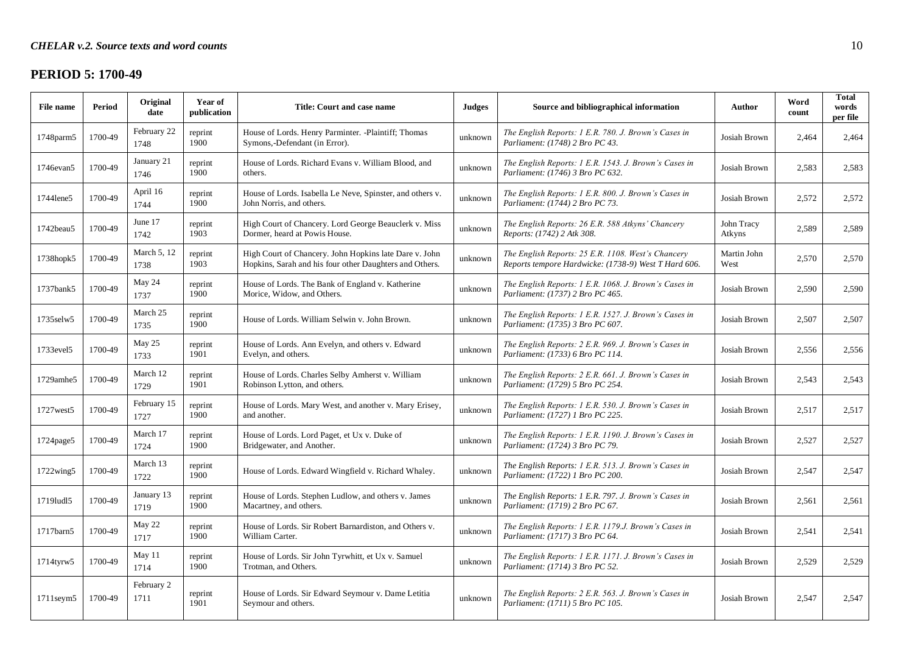## PERIOD 5: 1700-49

| File name | Period | Original date | Year of publication | Title: Court and case name | Judges | Source and bibliographical information | Author | Word count | Total words per file |
|---|---|---|---|---|---|---|---|---|---|
| 1748parm5 | 1700-49 | February 22 1748 | reprint 1900 | House of Lords. Henry Parminter. -Plaintiff; Thomas Symons,-Defendant (in Error). | unknown | *The English Reports: 1 E.R. 780. J. Brown's Cases in Parliament: (1748) 2 Bro PC 43.* | Josiah Brown | 2,464 | 2,464 |
| 1746evan5 | 1700-49 | January 21 1746 | reprint 1900 | House of Lords. Richard Evans v. William Blood, and others. | unknown | *The English Reports: 1 E.R. 1543. J. Brown's Cases in Parliament: (1746) 3 Bro PC 632.* | Josiah Brown | 2,583 | 2,583 |
| 1744lene5 | 1700-49 | April 16 1744 | reprint 1900 | House of Lords. Isabella Le Neve, Spinster, and others v. John Norris, and others. | unknown | *The English Reports: 1 E.R. 800. J. Brown's Cases in Parliament: (1744) 2 Bro PC 73.* | Josiah Brown | 2,572 | 2,572 |
| 1742beau5 | 1700-49 | June 17 1742 | reprint 1903 | High Court of Chancery. Lord George Beauclerk v. Miss Dormer, heard at Powis House. | unknown | *The English Reports: 26 E.R. 588 Atkyns' Chancery Reports: (1742) 2 Atk 308.* | John Tracy Atkyns | 2,589 | 2,589 |
| 1738hopk5 | 1700-49 | March 5, 12 1738 | reprint 1903 | High Court of Chancery. John Hopkins late Dare v. John Hopkins, Sarah and his four other Daughters and Others. | unknown | *The English Reports: 25 E.R. 1108. West's Chancery Reports tempore Hardwicke: (1738-9) West T Hard 606.* | Martin John West | 2,570 | 2,570 |
| 1737bank5 | 1700-49 | May 24 1737 | reprint 1900 | House of Lords. The Bank of England v. Katherine Morice, Widow, and Others. | unknown | *The English Reports: 1 E.R. 1068. J. Brown's Cases in Parliament: (1737) 2 Bro PC 465.* | Josiah Brown | 2,590 | 2,590 |
| 1735selw5 | 1700-49 | March 25 1735 | reprint 1900 | House of Lords. William Selwin v. John Brown. | unknown | *The English Reports: 1 E.R. 1527. J. Brown's Cases in Parliament: (1735) 3 Bro PC 607.* | Josiah Brown | 2,507 | 2,507 |
| 1733evel5 | 1700-49 | May 25 1733 | reprint 1901 | House of Lords. Ann Evelyn, and others v. Edward Evelyn, and others. | unknown | *The English Reports: 2 E.R. 969. J. Brown's Cases in Parliament: (1733) 6 Bro PC 114.* | Josiah Brown | 2,556 | 2,556 |
| 1729amhe5 | 1700-49 | March 12 1729 | reprint 1901 | House of Lords. Charles Selby Amherst v. William Robinson Lytton, and others. | unknown | *The English Reports: 2 E.R. 661. J. Brown's Cases in Parliament: (1729) 5 Bro PC 254.* | Josiah Brown | 2,543 | 2,543 |
| 1727west5 | 1700-49 | February 15 1727 | reprint 1900 | House of Lords. Mary West, and another v. Mary Erisey, and another. | unknown | *The English Reports: 1 E.R. 530. J. Brown's Cases in Parliament: (1727) 1 Bro PC 225.* | Josiah Brown | 2,517 | 2,517 |
| 1724page5 | 1700-49 | March 17 1724 | reprint 1900 | House of Lords. Lord Paget, et Ux v. Duke of Bridgewater, and Another. | unknown | *The English Reports: 1 E.R. 1190. J. Brown's Cases in Parliament: (1724) 3 Bro PC 79.* | Josiah Brown | 2,527 | 2,527 |
| 1722wing5 | 1700-49 | March 13 1722 | reprint 1900 | House of Lords. Edward Wingfield v. Richard Whaley. | unknown | *The English Reports: 1 E.R. 513. J. Brown's Cases in Parliament: (1722) 1 Bro PC 200.* | Josiah Brown | 2,547 | 2,547 |
| 1719ludl5 | 1700-49 | January 13 1719 | reprint 1900 | House of Lords. Stephen Ludlow, and others v. James Macartney, and others. | unknown | *The English Reports: 1 E.R. 797. J. Brown's Cases in Parliament: (1719) 2 Bro PC 67.* | Josiah Brown | 2,561 | 2,561 |
| 1717barn5 | 1700-49 | May 22 1717 | reprint 1900 | House of Lords. Sir Robert Barnardiston, and Others v. William Carter. | unknown | *The English Reports: 1 E.R. 1179.J. Brown's Cases in Parliament: (1717) 3 Bro PC 64.* | Josiah Brown | 2,541 | 2,541 |
| 1714tyrw5 | 1700-49 | May 11 1714 | reprint 1900 | House of Lords. Sir John Tyrwhitt, et Ux v. Samuel Trotman, and Others. | unknown | *The English Reports: 1 E.R. 1171. J. Brown's Cases in Parliament: (1714) 3 Bro PC 52.* | Josiah Brown | 2,529 | 2,529 |
| 1711seym5 | 1700-49 | February 2 1711 | reprint 1901 | House of Lords. Sir Edward Seymour v. Dame Letitia Seymour and others. | unknown | *The English Reports: 2 E.R. 563. J. Brown's Cases in Parliament: (1711) 5 Bro PC 105.* | Josiah Brown | 2,547 | 2,547 |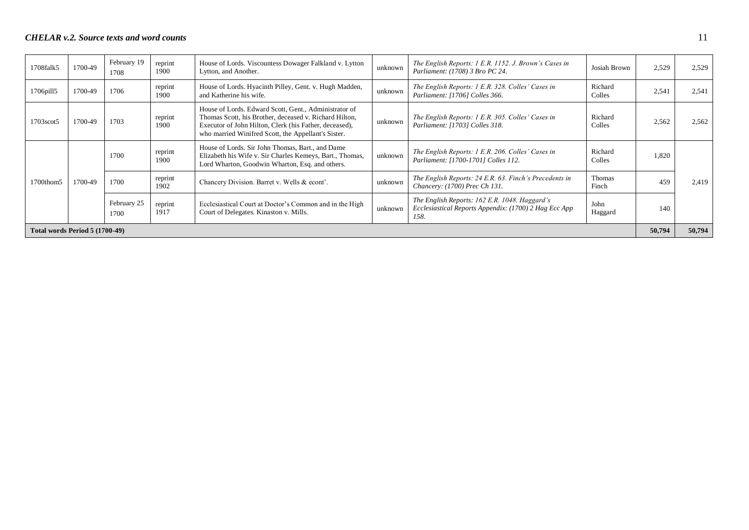| 1708falk5 | 1700-49 | February 19 1708 | reprint 1900 | House of Lords. Viscountess Dowager Falkland v. Lytton Lytton, and Another. | unknown | *The English Reports: 1 E.R. 1152. J. Brown's Cases in Parliament: (1708) 3 Bro PC 24.* | Josiah Brown | 2,529 | 2,529 |
|---|---|---|---|---|---|---|---|---|---|
| 1706pill5 | 1700-49 | 1706 | reprint 1900 | House of Lords. Hyacinth Pilley, Gent. v. Hugh Madden, and Katherine his wife. | unknown | *The English Reports: 1 E.R. 328. Colles' Cases in Parliament: [1706] Colles 366.* | Richard Colles | 2,541 | 2,541 |
| 1703scot5 | 1700-49 | 1703 | reprint 1900 | House of Lords. Edward Scott, Gent., Administrator of Thomas Scott, his Brother, deceased v. Richard Hilton, Executor of John Hilton, Clerk (his Father, deceased), who married Winifred Scott, the Appellant's Sister. | unknown | *The English Reports: 1 E.R. 305. Colles' Cases in Parliament: [1703] Colles 318.* | Richard Colles | 2,562 | 2,562 |
| 1700thom5 | 1700-49 | 1700 | reprint 1900 | House of Lords. Sir John Thomas, Bart., and Dame Elizabeth his Wife v. Sir Charles Kemeys, Bart., Thomas, Lord Wharton, Goodwin Wharton, Esq. and others. | unknown | *The English Reports: 1 E.R. 206. Colles' Cases in Parliament: [1700-1701] Colles 112.* | Richard Colles | 1,820 | 2,419 |
| | | 1700 | reprint 1902 | Chancery Division. Barret v. Wells & econt'. | unknown | *The English Reports: 24 E.R. 63. Finch's Precedents in Chancery: (1700) Prec Ch 131.* | Thomas Finch | 459 | |
| | | February 25 1700 | reprint 1917 | Ecclesiastical Court at Doctor's Common and in the High Court of Delegates. Kinaston v. Mills. | unknown | *The English Reports: 162 E.R. 1048. Haggard's Ecclesiastical Reports Appendix: (1700) 2 Hag Ecc App 158.* | John Haggard | 140 | |
| **Total words Period 5 (1700-49)** | | | | | | | | **50,794** | **50,794** |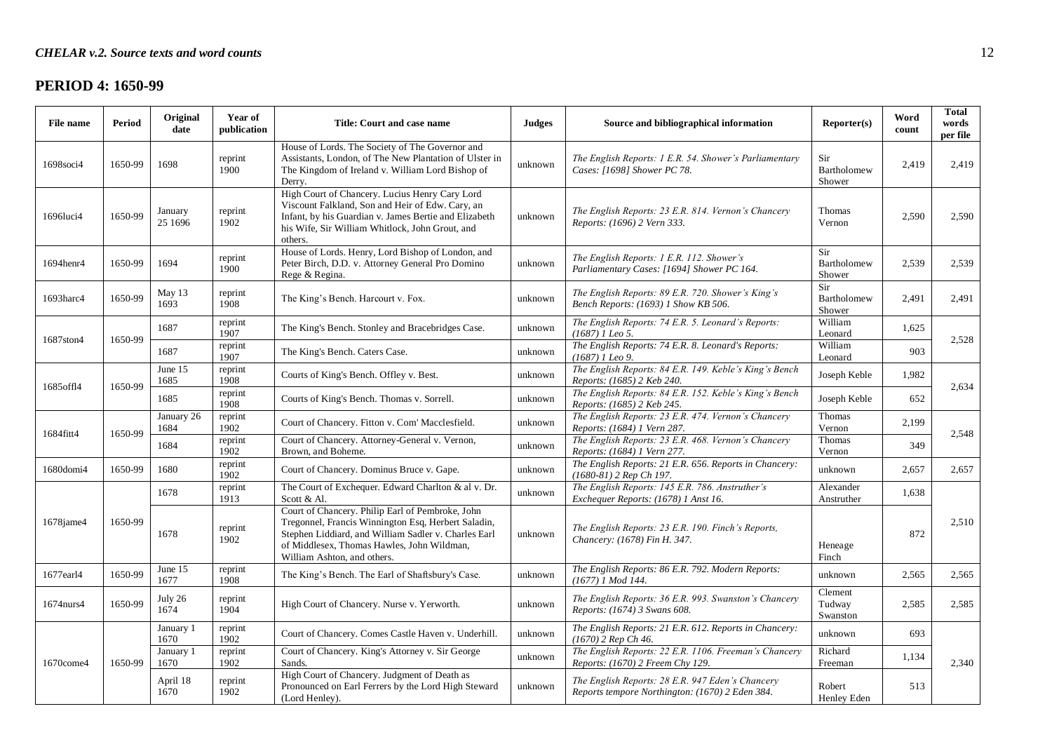## PERIOD 4: 1650-99

| File name | Period | Original date | Year of publication | Title: Court and case name | Judges | Source and bibliographical information | Reporter(s) | Word count | Total words per file |
|---|---|---|---|---|---|---|---|---|---|
| 1698soci4 | 1650-99 | 1698 | reprint 1900 | House of Lords. The Society of The Governor and Assistants, London, of The New Plantation of Ulster in The Kingdom of Ireland v. William Lord Bishop of Derry. | unknown | *The English Reports: 1 E.R. 54. Shower's Parliamentary Cases: [1698] Shower PC 78.* | Sir Bartholomew Shower | 2,419 | 2,419 |
| 1696luci4 | 1650-99 | January 25 1696 | reprint 1902 | High Court of Chancery. Lucius Henry Cary Lord Viscount Falkland, Son and Heir of Edw. Cary, an Infant, by his Guardian v. James Bertie and Elizabeth his Wife, Sir William Whitlock, John Grout, and others. | unknown | *The English Reports: 23 E.R. 814. Vernon's Chancery Reports: (1696) 2 Vern 333.* | Thomas Vernon | 2,590 | 2,590 |
| 1694henr4 | 1650-99 | 1694 | reprint 1900 | House of Lords. Henry, Lord Bishop of London, and Peter Birch, D.D. v. Attorney General Pro Domino Rege & Regina. | unknown | *The English Reports: 1 E.R. 112. Shower's Parliamentary Cases: [1694] Shower PC 164.* | Sir Bartholomew Shower | 2,539 | 2,539 |
| 1693harc4 | 1650-99 | May 13 1693 | reprint 1908 | The King's Bench. Harcourt v. Fox. | unknown | *The English Reports: 89 E.R. 720. Shower's King's Bench Reports: (1693) 1 Show KB 506.* | Sir Bartholomew Shower | 2,491 | 2,491 |
| 1687ston4 | 1650-99 | 1687 | reprint 1907 | The King's Bench. Stonley and Bracebridges Case. | unknown | *The English Reports: 74 E.R. 5. Leonard's Reports: (1687) 1 Leo 5.* | William Leonard | 1,625 | 2,528 |
| | | 1687 | reprint 1907 | The King's Bench. Caters Case. | unknown | *The English Reports: 74 E.R. 8. Leonard's Reports: (1687) 1 Leo 9.* | William Leonard | 903 | |
| 1685offl4 | 1650-99 | June 15 1685 | reprint 1908 | Courts of King's Bench. Offley v. Best. | unknown | *The English Reports: 84 E.R. 149. Keble's King's Bench Reports: (1685) 2 Keb 240.* | Joseph Keble | 1,982 | 2,634 |
| | | 1685 | reprint 1908 | Courts of King's Bench. Thomas v. Sorrell. | unknown | *The English Reports: 84 E.R. 152. Keble's King's Bench Reports: (1685) 2 Keb 245.* | Joseph Keble | 652 | |
| 1684fitt4 | 1650-99 | January 26 1684 | reprint 1902 | Court of Chancery. Fitton v. Com' Macclesfield. | unknown | *The English Reports: 23 E.R. 474. Vernon's Chancery Reports: (1684) 1 Vern 287.* | Thomas Vernon | 2,199 | 2,548 |
| | | 1684 | reprint 1902 | Court of Chancery. Attorney-General v. Vernon, Brown, and Boheme. | unknown | *The English Reports: 23 E.R. 468. Vernon's Chancery Reports: (1684) 1 Vern 277.* | Thomas Vernon | 349 | |
| 1680domi4 | 1650-99 | 1680 | reprint 1902 | Court of Chancery. Dominus Bruce v. Gape. | unknown | *The English Reports: 21 E.R. 656. Reports in Chancery: (1680-81) 2 Rep Ch 197.* | unknown | 2,657 | 2,657 |
| 1678jame4 | 1650-99 | 1678 | reprint 1913 | The Court of Exchequer. Edward Charlton & al v. Dr. Scott & Al. | unknown | *The English Reports: 145 E.R. 786. Anstruther's Exchequer Reports: (1678) 1 Anst 16.* | Alexander Anstruther | 1,638 | 2,510 |
| | | 1678 | reprint 1902 | Court of Chancery. Philip Earl of Pembroke, John Tregonnel, Francis Winnington Esq, Herbert Saladin, Stephen Liddiard, and William Sadler v. Charles Earl of Middlesex, Thomas Hawles, John Wildman, William Ashton, and others. | unknown | *The English Reports: 23 E.R. 190. Finch's Reports, Chancery: (1678) Fin H. 347.* | Heneage Finch | 872 | |
| 1677earl4 | 1650-99 | June 15 1677 | reprint 1908 | The King's Bench. The Earl of Shaftsbury's Case. | unknown | *The English Reports: 86 E.R. 792. Modern Reports: (1677) 1 Mod 144.* | unknown | 2,565 | 2,565 |
| 1674nurs4 | 1650-99 | July 26 1674 | reprint 1904 | High Court of Chancery. Nurse v. Yerworth. | unknown | *The English Reports: 36 E.R. 993. Swanston's Chancery Reports: (1674) 3 Swans 608.* | Clement Tudway Swanston | 2,585 | 2,585 |
| 1670come4 | 1650-99 | January 1 1670 | reprint 1902 | Court of Chancery. Comes Castle Haven v. Underhill. | unknown | *The English Reports: 21 E.R. 612. Reports in Chancery: (1670) 2 Rep Ch 46.* | unknown | 693 | 2,340 |
| | | January 1 1670 | reprint 1902 | Court of Chancery. King's Attorney v. Sir George Sands. | unknown | *The English Reports: 22 E.R. 1106. Freeman's Chancery Reports: (1670) 2 Freem Chy 129.* | Richard Freeman | 1,134 | |
| | | April 18 1670 | reprint 1902 | High Court of Chancery. Judgment of Death as Pronounced on Earl Ferrers by the Lord High Steward (Lord Henley). | unknown | *The English Reports: 28 E.R. 947 Eden's Chancery Reports tempore Northington: (1670) 2 Eden 384.* | Robert Henley Eden | 513 | |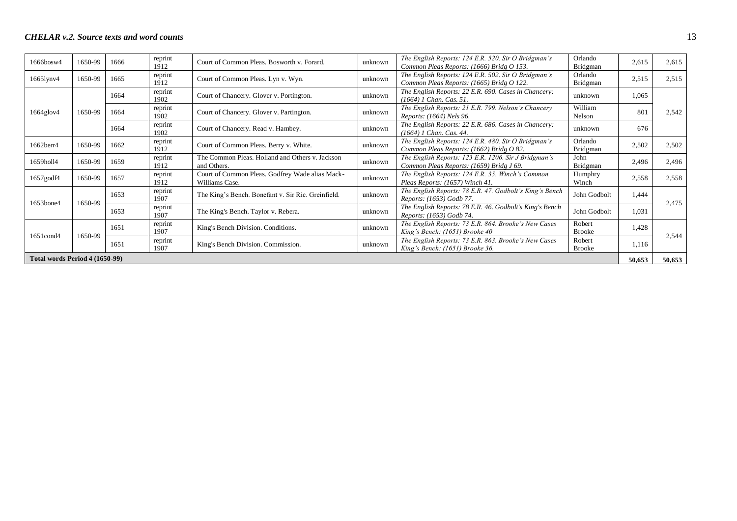| 1666bosw4 | 1650-99 | 1666 | reprint 1912 | Court of Common Pleas. Bosworth v. Forard. | unknown | *The English Reports: 124 E.R. 520. Sir O Bridgman's Common Pleas Reports: (1666) Bridg O 153.* | Orlando Bridgman | 2,615 | 2,615 |
|---|---|---|---|---|---|---|---|---|---|
| 1665lynv4 | 1650-99 | 1665 | reprint 1912 | Court of Common Pleas. Lyn v. Wyn. | unknown | *The English Reports: 124 E.R. 502. Sir O Bridgman's Common Pleas Reports: (1665) Bridg O 122.* | Orlando Bridgman | 2,515 | 2,515 |
| 1664glov4 | 1650-99 | 1664 | reprint 1902 | Court of Chancery. Glover v. Portington. | unknown | *The English Reports: 22 E.R. 690. Cases in Chancery: (1664) 1 Chan. Cas. 51.* | unknown | 1,065 | 2,542 |
| | | 1664 | reprint 1902 | Court of Chancery. Glover v. Partington. | unknown | *The English Reports: 21 E.R. 799. Nelson's Chancery Reports: (1664) Nels 96.* | William Nelson | 801 | |
| | | 1664 | reprint 1902 | Court of Chancery. Read v. Hambey. | unknown | *The English Reports: 22 E.R. 686. Cases in Chancery: (1664) 1 Chan. Cas. 44.* | unknown | 676 | |
| 1662berr4 | 1650-99 | 1662 | reprint 1912 | Court of Common Pleas. Berry v. White. | unknown | *The English Reports: 124 E.R. 480. Sir O Bridgman's Common Pleas Reports: (1662) Bridg O 82.* | Orlando Bridgman | 2,502 | 2,502 |
| 1659holl4 | 1650-99 | 1659 | reprint 1912 | The Common Pleas. Holland and Others v. Jackson and Others. | unknown | *The English Reports: 123 E.R. 1206. Sir J Bridgman's Common Pleas Reports: (1659) Bridg J 69.* | John Bridgman | 2,496 | 2,496 |
| 1657godf4 | 1650-99 | 1657 | reprint 1912 | Court of Common Pleas. Godfrey Wade alias Mack-Williams Case. | unknown | *The English Reports: 124 E.R. 35. Winch's Common Pleas Reports: (1657) Winch 41.* | Humphry Winch | 2,558 | 2,558 |
| 1653bone4 | 1650-99 | 1653 | reprint 1907 | The King's Bench. Bonefant v. Sir Ric. Greinfield. | unknown | *The English Reports: 78 E.R. 47. Godbolt's King's Bench Reports: (1653) Godb 77.* | John Godbolt | 1,444 | 2,475 |
| | | 1653 | reprint 1907 | The King's Bench. Taylor v. Rebera. | unknown | *The English Reports: 78 E.R. 46. Godbolt's King's Bench Reports: (1653) Godb 74.* | John Godbolt | 1,031 | |
| 1651cond4 | 1650-99 | 1651 | reprint 1907 | King's Bench Division. Conditions. | unknown | *The English Reports: 73 E.R. 864. Brooke's New Cases King's Bench: (1651) Brooke 40* | Robert Brooke | 1,428 | 2,544 |
| | | 1651 | reprint 1907 | King's Bench Division. Commission. | unknown | *The English Reports: 73 E.R. 863. Brooke's New Cases King's Bench: (1651) Brooke 36.* | Robert Brooke | 1,116 | |
| **Total words Period 4 (1650-99)** | | | | | | | | **50,653** | **50,653** |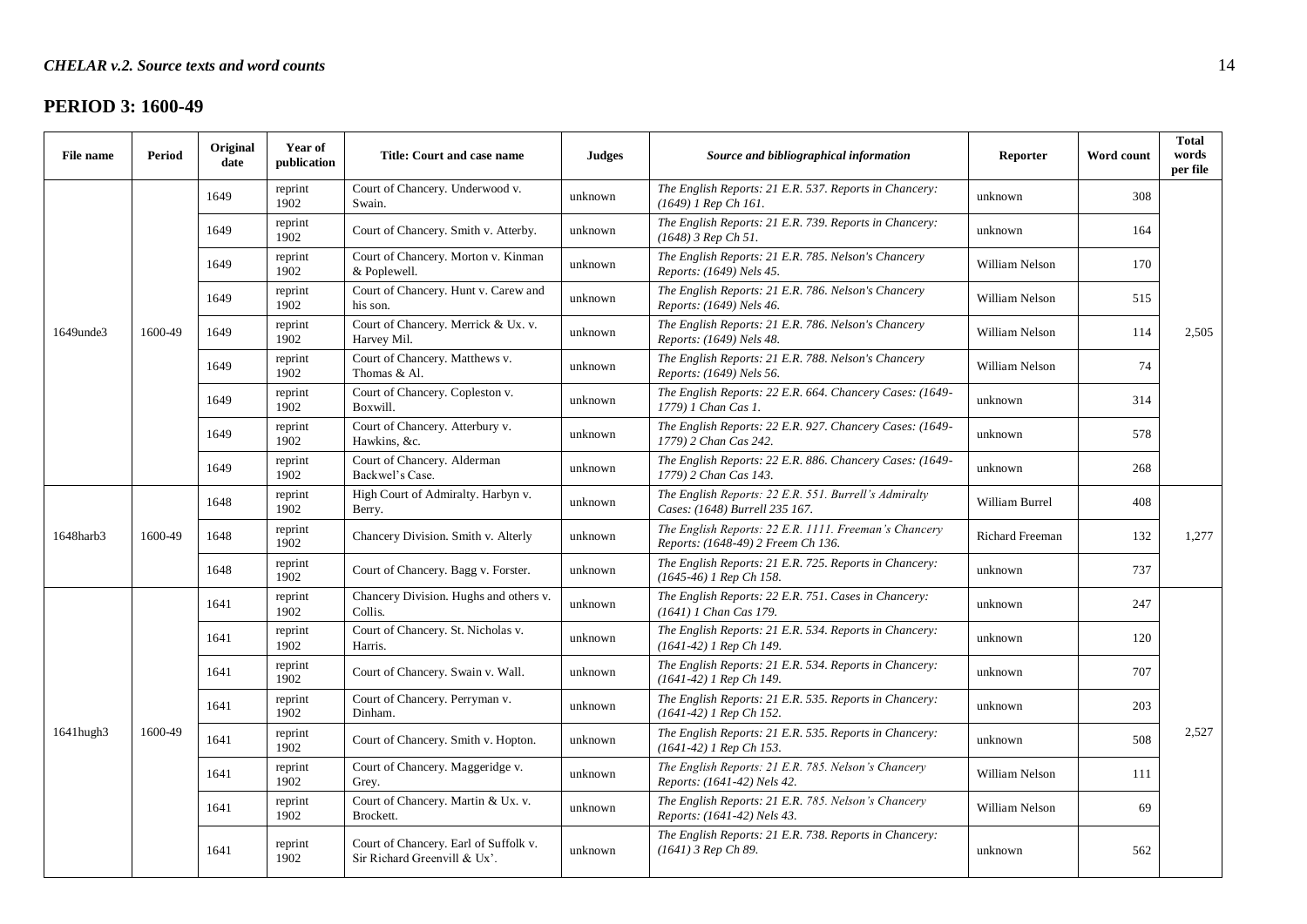## PERIOD 3: 1600-49

| File name | Period | Original date | Year of publication | Title: Court and case name | Judges | *Source and bibliographical information* | Reporter | Word count | Total words per file |
|---|---|---|---|---|---|---|---|---|---|
| 1649unde3 | 1600-49 | 1649 | reprint 1902 | Court of Chancery. Underwood v. Swain. | unknown | *The English Reports: 21 E.R. 537. Reports in Chancery: (1649) 1 Rep Ch 161.* | unknown | 308 | 2,505 |
| | | 1649 | reprint 1902 | Court of Chancery. Smith v. Atterby. | unknown | *The English Reports: 21 E.R. 739. Reports in Chancery: (1648) 3 Rep Ch 51.* | unknown | 164 | |
| | | 1649 | reprint 1902 | Court of Chancery. Morton v. Kinman & Poplewell. | unknown | *The English Reports: 21 E.R. 785. Nelson's Chancery Reports: (1649) Nels 45.* | William Nelson | 170 | |
| | | 1649 | reprint 1902 | Court of Chancery. Hunt v. Carew and his son. | unknown | *The English Reports: 21 E.R. 786. Nelson's Chancery Reports: (1649) Nels 46.* | William Nelson | 515 | |
| | | 1649 | reprint 1902 | Court of Chancery. Merrick & Ux. v. Harvey Mil. | unknown | *The English Reports: 21 E.R. 786. Nelson's Chancery Reports: (1649) Nels 48.* | William Nelson | 114 | |
| | | 1649 | reprint 1902 | Court of Chancery. Matthews v. Thomas & Al. | unknown | *The English Reports: 21 E.R. 788. Nelson's Chancery Reports: (1649) Nels 56.* | William Nelson | 74 | |
| | | 1649 | reprint 1902 | Court of Chancery. Copleston v. Boxwill. | unknown | *The English Reports: 22 E.R. 664. Chancery Cases: (1649-1779) 1 Chan Cas 1.* | unknown | 314 | |
| | | 1649 | reprint 1902 | Court of Chancery. Atterbury v. Hawkins, &c. | unknown | *The English Reports: 22 E.R. 927. Chancery Cases: (1649-1779) 2 Chan Cas 242.* | unknown | 578 | |
| | | 1649 | reprint 1902 | Court of Chancery. Alderman Backwel's Case. | unknown | *The English Reports: 22 E.R. 886. Chancery Cases: (1649-1779) 2 Chan Cas 143.* | unknown | 268 | |
| 1648harb3 | 1600-49 | 1648 | reprint 1902 | High Court of Admiralty. Harbyn v. Berry. | unknown | *The English Reports: 22 E.R. 551. Burrell's Admiralty Cases: (1648) Burrell 235 167.* | William Burrel | 408 | 1,277 |
| | | 1648 | reprint 1902 | Chancery Division. Smith v. Alterly | unknown | *The English Reports: 22 E.R. 1111. Freeman's Chancery Reports: (1648-49) 2 Freem Ch 136.* | Richard Freeman | 132 | |
| | | 1648 | reprint 1902 | Court of Chancery. Bagg v. Forster. | unknown | *The English Reports: 21 E.R. 725. Reports in Chancery: (1645-46) 1 Rep Ch 158.* | unknown | 737 | |
| 1641hugh3 | 1600-49 | 1641 | reprint 1902 | Chancery Division. Hughs and others v. Collis. | unknown | *The English Reports: 22 E.R. 751. Cases in Chancery: (1641) 1 Chan Cas 179.* | unknown | 247 | 2,527 |
| | | 1641 | reprint 1902 | Court of Chancery. St. Nicholas v. Harris. | unknown | *The English Reports: 21 E.R. 534. Reports in Chancery: (1641-42) 1 Rep Ch 149.* | unknown | 120 | |
| | | 1641 | reprint 1902 | Court of Chancery. Swain v. Wall. | unknown | *The English Reports: 21 E.R. 534. Reports in Chancery: (1641-42) 1 Rep Ch 149.* | unknown | 707 | |
| | | 1641 | reprint 1902 | Court of Chancery. Perryman v. Dinham. | unknown | *The English Reports: 21 E.R. 535. Reports in Chancery: (1641-42) 1 Rep Ch 152.* | unknown | 203 | |
| | | 1641 | reprint 1902 | Court of Chancery. Smith v. Hopton. | unknown | *The English Reports: 21 E.R. 535. Reports in Chancery: (1641-42) 1 Rep Ch 153.* | unknown | 508 | |
| | | 1641 | reprint 1902 | Court of Chancery. Maggeridge v. Grey. | unknown | *The English Reports: 21 E.R. 785. Nelson's Chancery Reports: (1641-42) Nels 42.* | William Nelson | 111 | |
| | | 1641 | reprint 1902 | Court of Chancery. Martin & Ux. v. Brockett. | unknown | *The English Reports: 21 E.R. 785. Nelson's Chancery Reports: (1641-42) Nels 43.* | William Nelson | 69 | |
| | | 1641 | reprint 1902 | Court of Chancery. Earl of Suffolk v. Sir Richard Greenvill & Ux'. | unknown | *The English Reports: 21 E.R. 738. Reports in Chancery: (1641) 3 Rep Ch 89.* | unknown | 562 | |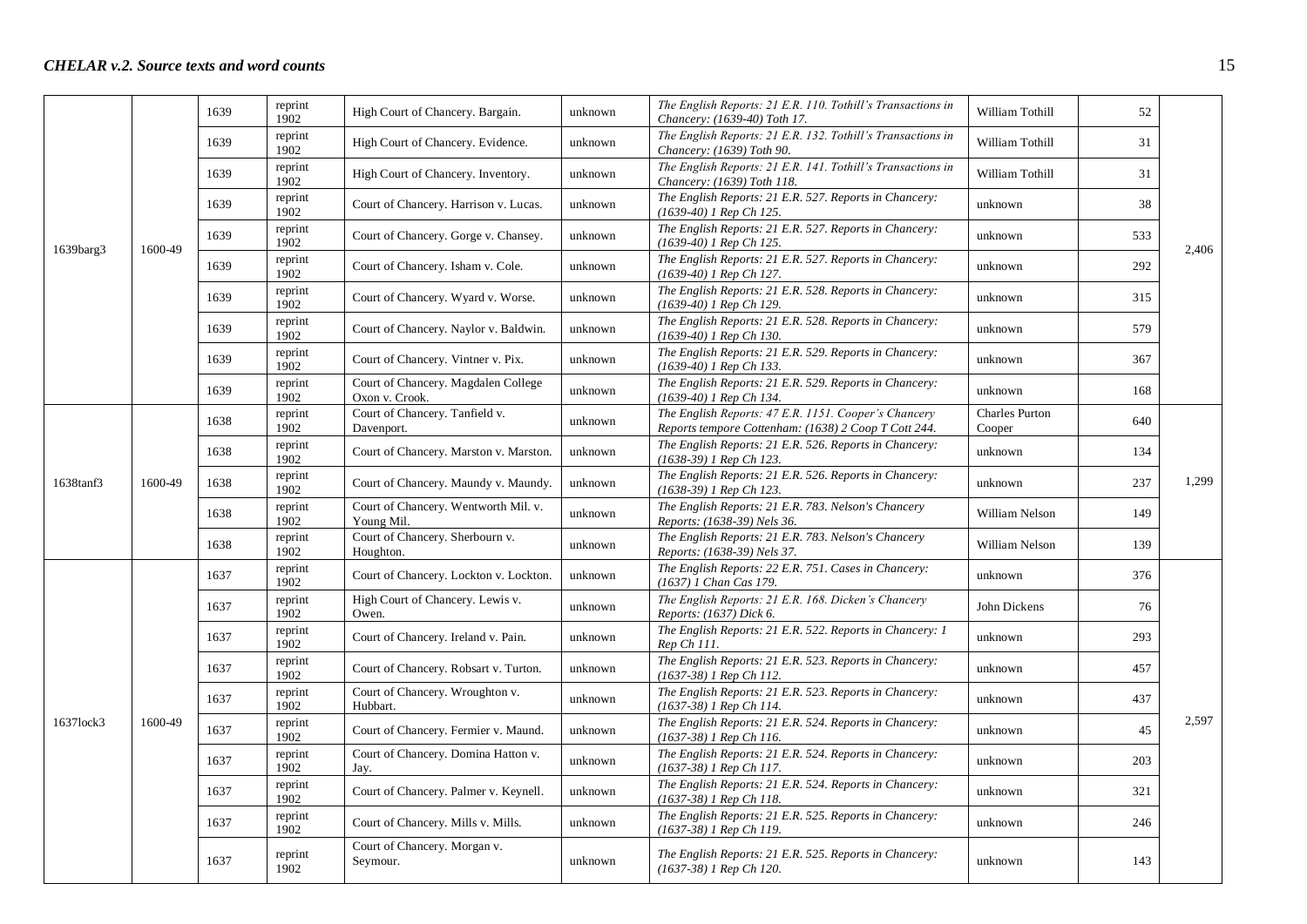| 1639barg3 | 1600-49 | 1639 | reprint 1902 | High Court of Chancery. Bargain. | unknown | *The English Reports: 21 E.R. 110. Tothill's Transactions in Chancery: (1639-40) Toth 17.* | William Tothill | 52 | 2,406 |
|---|---|---|---|---|---|---|---|---|---|
| | | 1639 | reprint 1902 | High Court of Chancery. Evidence. | unknown | *The English Reports: 21 E.R. 132. Tothill's Transactions in Chancery: (1639) Toth 90.* | William Tothill | 31 | |
| | | 1639 | reprint 1902 | High Court of Chancery. Inventory. | unknown | *The English Reports: 21 E.R. 141. Tothill's Transactions in Chancery: (1639) Toth 118.* | William Tothill | 31 | |
| | | 1639 | reprint 1902 | Court of Chancery. Harrison v. Lucas. | unknown | *The English Reports: 21 E.R. 527. Reports in Chancery: (1639-40) 1 Rep Ch 125.* | unknown | 38 | |
| | | 1639 | reprint 1902 | Court of Chancery. Gorge v. Chansey. | unknown | *The English Reports: 21 E.R. 527. Reports in Chancery: (1639-40) 1 Rep Ch 125.* | unknown | 533 | |
| | | 1639 | reprint 1902 | Court of Chancery. Isham v. Cole. | unknown | *The English Reports: 21 E.R. 527. Reports in Chancery: (1639-40) 1 Rep Ch 127.* | unknown | 292 | |
| | | 1639 | reprint 1902 | Court of Chancery. Wyard v. Worse. | unknown | *The English Reports: 21 E.R. 528. Reports in Chancery: (1639-40) 1 Rep Ch 129.* | unknown | 315 | |
| | | 1639 | reprint 1902 | Court of Chancery. Naylor v. Baldwin. | unknown | *The English Reports: 21 E.R. 528. Reports in Chancery: (1639-40) 1 Rep Ch 130.* | unknown | 579 | |
| | | 1639 | reprint 1902 | Court of Chancery. Vintner v. Pix. | unknown | *The English Reports: 21 E.R. 529. Reports in Chancery: (1639-40) 1 Rep Ch 133.* | unknown | 367 | |
| | | 1639 | reprint 1902 | Court of Chancery. Magdalen College Oxon v. Crook. | unknown | *The English Reports: 21 E.R. 529. Reports in Chancery: (1639-40) 1 Rep Ch 134.* | unknown | 168 | |
| 1638tanf3 | 1600-49 | 1638 | reprint 1902 | Court of Chancery. Tanfield v. Davenport. | unknown | *The English Reports: 47 E.R. 1151. Cooper's Chancery Reports tempore Cottenham: (1638) 2 Coop T Cott 244.* | Charles Purton Cooper | 640 | 1,299 |
| | | 1638 | reprint 1902 | Court of Chancery. Marston v. Marston. | unknown | *The English Reports: 21 E.R. 526. Reports in Chancery: (1638-39) 1 Rep Ch 123.* | unknown | 134 | |
| | | 1638 | reprint 1902 | Court of Chancery. Maundy v. Maundy. | unknown | *The English Reports: 21 E.R. 526. Reports in Chancery: (1638-39) 1 Rep Ch 123.* | unknown | 237 | |
| | | 1638 | reprint 1902 | Court of Chancery. Wentworth Mil. v. Young Mil. | unknown | *The English Reports: 21 E.R. 783. Nelson's Chancery Reports: (1638-39) Nels 36.* | William Nelson | 149 | |
| | | 1638 | reprint 1902 | Court of Chancery. Sherbourn v. Houghton. | unknown | *The English Reports: 21 E.R. 783. Nelson's Chancery Reports: (1638-39) Nels 37.* | William Nelson | 139 | |
| 1637lock3 | 1600-49 | 1637 | reprint 1902 | Court of Chancery. Lockton v. Lockton. | unknown | *The English Reports: 22 E.R. 751. Cases in Chancery: (1637) 1 Chan Cas 179.* | unknown | 376 | 2,597 |
| | | 1637 | reprint 1902 | High Court of Chancery. Lewis v. Owen. | unknown | *The English Reports: 21 E.R. 168. Dicken's Chancery Reports: (1637) Dick 6.* | John Dickens | 76 | |
| | | 1637 | reprint 1902 | Court of Chancery. Ireland v. Pain. | unknown | *The English Reports: 21 E.R. 522. Reports in Chancery: 1 Rep Ch 111.* | unknown | 293 | |
| | | 1637 | reprint 1902 | Court of Chancery. Robsart v. Turton. | unknown | *The English Reports: 21 E.R. 523. Reports in Chancery: (1637-38) 1 Rep Ch 112.* | unknown | 457 | |
| | | 1637 | reprint 1902 | Court of Chancery. Wroughton v. Hubbart. | unknown | *The English Reports: 21 E.R. 523. Reports in Chancery: (1637-38) 1 Rep Ch 114.* | unknown | 437 | |
| | | 1637 | reprint 1902 | Court of Chancery. Fermier v. Maund. | unknown | *The English Reports: 21 E.R. 524. Reports in Chancery: (1637-38) 1 Rep Ch 116.* | unknown | 45 | |
| | | 1637 | reprint 1902 | Court of Chancery. Domina Hatton v. Jay. | unknown | *The English Reports: 21 E.R. 524. Reports in Chancery: (1637-38) 1 Rep Ch 117.* | unknown | 203 | |
| | | 1637 | reprint 1902 | Court of Chancery. Palmer v. Keynell. | unknown | *The English Reports: 21 E.R. 524. Reports in Chancery: (1637-38) 1 Rep Ch 118.* | unknown | 321 | |
| | | 1637 | reprint 1902 | Court of Chancery. Mills v. Mills. | unknown | *The English Reports: 21 E.R. 525. Reports in Chancery: (1637-38) 1 Rep Ch 119.* | unknown | 246 | |
| | | 1637 | reprint 1902 | Court of Chancery. Morgan v. Seymour. | unknown | *The English Reports: 21 E.R. 525. Reports in Chancery: (1637-38) 1 Rep Ch 120.* | unknown | 143 | |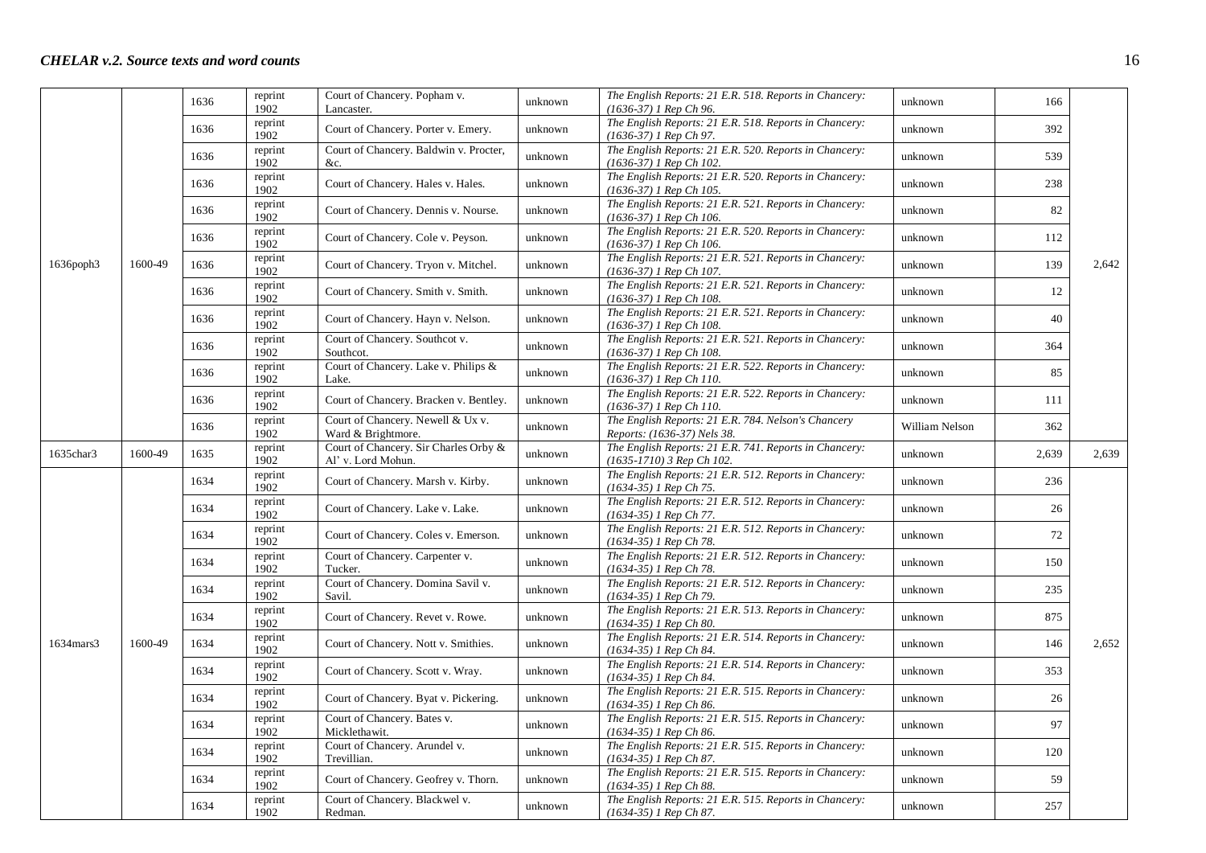| | | | | | | | | | |
|---|---|---|---|---|---|---|---|---|---|
| 1636poph3 | 1600-49 | 1636 | reprint 1902 | Court of Chancery. Popham v. Lancaster. | unknown | *The English Reports: 21 E.R. 518. Reports in Chancery: (1636-37) 1 Rep Ch 96.* | unknown | 166 | 2,642 |
| | | 1636 | reprint 1902 | Court of Chancery. Porter v. Emery. | unknown | *The English Reports: 21 E.R. 518. Reports in Chancery: (1636-37) 1 Rep Ch 97.* | unknown | 392 | |
| | | 1636 | reprint 1902 | Court of Chancery. Baldwin v. Procter, &c. | unknown | *The English Reports: 21 E.R. 520. Reports in Chancery: (1636-37) 1 Rep Ch 102.* | unknown | 539 | |
| | | 1636 | reprint 1902 | Court of Chancery. Hales v. Hales. | unknown | *The English Reports: 21 E.R. 520. Reports in Chancery: (1636-37) 1 Rep Ch 105.* | unknown | 238 | |
| | | 1636 | reprint 1902 | Court of Chancery. Dennis v. Nourse. | unknown | *The English Reports: 21 E.R. 521. Reports in Chancery: (1636-37) 1 Rep Ch 106.* | unknown | 82 | |
| | | 1636 | reprint 1902 | Court of Chancery. Cole v. Peyson. | unknown | *The English Reports: 21 E.R. 520. Reports in Chancery: (1636-37) 1 Rep Ch 106.* | unknown | 112 | |
| | | 1636 | reprint 1902 | Court of Chancery. Tryon v. Mitchel. | unknown | *The English Reports: 21 E.R. 521. Reports in Chancery: (1636-37) 1 Rep Ch 107.* | unknown | 139 | |
| | | 1636 | reprint 1902 | Court of Chancery. Smith v. Smith. | unknown | *The English Reports: 21 E.R. 521. Reports in Chancery: (1636-37) 1 Rep Ch 108.* | unknown | 12 | |
| | | 1636 | reprint 1902 | Court of Chancery. Hayn v. Nelson. | unknown | *The English Reports: 21 E.R. 521. Reports in Chancery: (1636-37) 1 Rep Ch 108.* | unknown | 40 | |
| | | 1636 | reprint 1902 | Court of Chancery. Southcot v. Southcot. | unknown | *The English Reports: 21 E.R. 521. Reports in Chancery: (1636-37) 1 Rep Ch 108.* | unknown | 364 | |
| | | 1636 | reprint 1902 | Court of Chancery. Lake v. Philips & Lake. | unknown | *The English Reports: 21 E.R. 522. Reports in Chancery: (1636-37) 1 Rep Ch 110.* | unknown | 85 | |
| | | 1636 | reprint 1902 | Court of Chancery. Bracken v. Bentley. | unknown | *The English Reports: 21 E.R. 522. Reports in Chancery: (1636-37) 1 Rep Ch 110.* | unknown | 111 | |
| | | 1636 | reprint 1902 | Court of Chancery. Newell & Ux v. Ward & Brightmore. | unknown | *The English Reports: 21 E.R. 784. Nelson's Chancery Reports: (1636-37) Nels 38.* | William Nelson | 362 | |
| 1635char3 | 1600-49 | 1635 | reprint 1902 | Court of Chancery. Sir Charles Orby & Al' v. Lord Mohun. | unknown | *The English Reports: 21 E.R. 741. Reports in Chancery: (1635-1710) 3 Rep Ch 102.* | unknown | 2,639 | 2,639 |
| 1634mars3 | 1600-49 | 1634 | reprint 1902 | Court of Chancery. Marsh v. Kirby. | unknown | *The English Reports: 21 E.R. 512. Reports in Chancery: (1634-35) 1 Rep Ch 75.* | unknown | 236 | 2,652 |
| | | 1634 | reprint 1902 | Court of Chancery. Lake v. Lake. | unknown | *The English Reports: 21 E.R. 512. Reports in Chancery: (1634-35) 1 Rep Ch 77.* | unknown | 26 | |
| | | 1634 | reprint 1902 | Court of Chancery. Coles v. Emerson. | unknown | *The English Reports: 21 E.R. 512. Reports in Chancery: (1634-35) 1 Rep Ch 78.* | unknown | 72 | |
| | | 1634 | reprint 1902 | Court of Chancery. Carpenter v. Tucker. | unknown | *The English Reports: 21 E.R. 512. Reports in Chancery: (1634-35) 1 Rep Ch 78.* | unknown | 150 | |
| | | 1634 | reprint 1902 | Court of Chancery. Domina Savil v. Savil. | unknown | *The English Reports: 21 E.R. 512. Reports in Chancery: (1634-35) 1 Rep Ch 79.* | unknown | 235 | |
| | | 1634 | reprint 1902 | Court of Chancery. Revet v. Rowe. | unknown | *The English Reports: 21 E.R. 513. Reports in Chancery: (1634-35) 1 Rep Ch 80.* | unknown | 875 | |
| | | 1634 | reprint 1902 | Court of Chancery. Nott v. Smithies. | unknown | *The English Reports: 21 E.R. 514. Reports in Chancery: (1634-35) 1 Rep Ch 84.* | unknown | 146 | |
| | | 1634 | reprint 1902 | Court of Chancery. Scott v. Wray. | unknown | *The English Reports: 21 E.R. 514. Reports in Chancery: (1634-35) 1 Rep Ch 84.* | unknown | 353 | |
| | | 1634 | reprint 1902 | Court of Chancery. Byat v. Pickering. | unknown | *The English Reports: 21 E.R. 515. Reports in Chancery: (1634-35) 1 Rep Ch 86.* | unknown | 26 | |
| | | 1634 | reprint 1902 | Court of Chancery. Bates v. Micklethawit. | unknown | *The English Reports: 21 E.R. 515. Reports in Chancery: (1634-35) 1 Rep Ch 86.* | unknown | 97 | |
| | | 1634 | reprint 1902 | Court of Chancery. Arundel v. Trevillian. | unknown | *The English Reports: 21 E.R. 515. Reports in Chancery: (1634-35) 1 Rep Ch 87.* | unknown | 120 | |
| | | 1634 | reprint 1902 | Court of Chancery. Geofrey v. Thorn. | unknown | *The English Reports: 21 E.R. 515. Reports in Chancery: (1634-35) 1 Rep Ch 88.* | unknown | 59 | |
| | | 1634 | reprint 1902 | Court of Chancery. Blackwel v. Redman. | unknown | *The English Reports: 21 E.R. 515. Reports in Chancery: (1634-35) 1 Rep Ch 87.* | unknown | 257 | |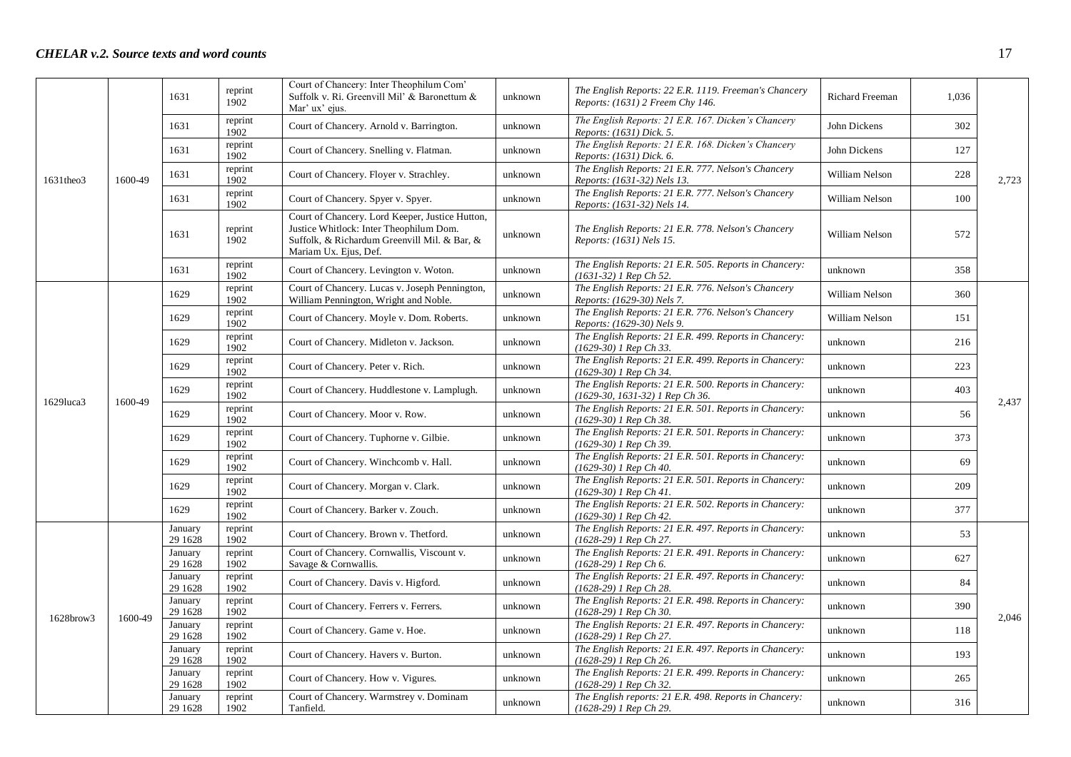| | | | | | | | | | |
|---|---|---|---|---|---|---|---|---|---|
| 1631theo3 | 1600-49 | 1631 | reprint 1902 | Court of Chancery: Inter Theophilum Com' Suffolk v. Ri. Greenvill Mil' & Baronettum & Mar' ux' ejus. | unknown | *The English Reports: 22 E.R. 1119. Freeman's Chancery Reports: (1631) 2 Freem Chy 146.* | Richard Freeman | 1,036 | 2,723 |
| | | 1631 | reprint 1902 | Court of Chancery. Arnold v. Barrington. | unknown | *The English Reports: 21 E.R. 167. Dicken's Chancery Reports: (1631) Dick. 5.* | John Dickens | 302 | |
| | | 1631 | reprint 1902 | Court of Chancery. Snelling v. Flatman. | unknown | *The English Reports: 21 E.R. 168. Dicken's Chancery Reports: (1631) Dick. 6.* | John Dickens | 127 | |
| | | 1631 | reprint 1902 | Court of Chancery. Floyer v. Strachley. | unknown | *The English Reports: 21 E.R. 777. Nelson's Chancery Reports: (1631-32) Nels 13.* | William Nelson | 228 | |
| | | 1631 | reprint 1902 | Court of Chancery. Spyer v. Spyer. | unknown | *The English Reports: 21 E.R. 777. Nelson's Chancery Reports: (1631-32) Nels 14.* | William Nelson | 100 | |
| | | 1631 | reprint 1902 | Court of Chancery. Lord Keeper, Justice Hutton, Justice Whitlock: Inter Theophilum Dom. Suffolk, & Richardum Greenvill Mil. & Bar, & Mariam Ux. Ejus, Def. | unknown | *The English Reports: 21 E.R. 778. Nelson's Chancery Reports: (1631) Nels 15.* | William Nelson | 572 | |
| | | 1631 | reprint 1902 | Court of Chancery. Levington v. Woton. | unknown | *The English Reports: 21 E.R. 505. Reports in Chancery: (1631-32) 1 Rep Ch 52.* | unknown | 358 | |
| 1629luca3 | 1600-49 | 1629 | reprint 1902 | Court of Chancery. Lucas v. Joseph Pennington, William Pennington, Wright and Noble. | unknown | *The English Reports: 21 E.R. 776. Nelson's Chancery Reports: (1629-30) Nels 7.* | William Nelson | 360 | 2,437 |
| | | 1629 | reprint 1902 | Court of Chancery. Moyle v. Dom. Roberts. | unknown | *The English Reports: 21 E.R. 776. Nelson's Chancery Reports: (1629-30) Nels 9.* | William Nelson | 151 | |
| | | 1629 | reprint 1902 | Court of Chancery. Midleton v. Jackson. | unknown | *The English Reports: 21 E.R. 499. Reports in Chancery: (1629-30) 1 Rep Ch 33.* | unknown | 216 | |
| | | 1629 | reprint 1902 | Court of Chancery. Peter v. Rich. | unknown | *The English Reports: 21 E.R. 499. Reports in Chancery: (1629-30) 1 Rep Ch 34.* | unknown | 223 | |
| | | 1629 | reprint 1902 | Court of Chancery. Huddlestone v. Lamplugh. | unknown | *The English Reports: 21 E.R. 500. Reports in Chancery: (1629-30, 1631-32) 1 Rep Ch 36.* | unknown | 403 | |
| | | 1629 | reprint 1902 | Court of Chancery. Moor v. Row. | unknown | *The English Reports: 21 E.R. 501. Reports in Chancery: (1629-30) 1 Rep Ch 38.* | unknown | 56 | |
| | | 1629 | reprint 1902 | Court of Chancery. Tuphorne v. Gilbie. | unknown | *The English Reports: 21 E.R. 501. Reports in Chancery: (1629-30) 1 Rep Ch 39.* | unknown | 373 | |
| | | 1629 | reprint 1902 | Court of Chancery. Winchcomb v. Hall. | unknown | *The English Reports: 21 E.R. 501. Reports in Chancery: (1629-30) 1 Rep Ch 40.* | unknown | 69 | |
| | | 1629 | reprint 1902 | Court of Chancery. Morgan v. Clark. | unknown | *The English Reports: 21 E.R. 501. Reports in Chancery: (1629-30) 1 Rep Ch 41.* | unknown | 209 | |
| | | 1629 | reprint 1902 | Court of Chancery. Barker v. Zouch. | unknown | *The English Reports: 21 E.R. 502. Reports in Chancery: (1629-30) 1 Rep Ch 42.* | unknown | 377 | |
| 1628brow3 | 1600-49 | January 29 1628 | reprint 1902 | Court of Chancery. Brown v. Thetford. | unknown | *The English Reports: 21 E.R. 497. Reports in Chancery: (1628-29) 1 Rep Ch 27.* | unknown | 53 | 2,046 |
| | | January 29 1628 | reprint 1902 | Court of Chancery. Cornwallis, Viscount v. Savage & Cornwallis. | unknown | *The English Reports: 21 E.R. 491. Reports in Chancery: (1628-29) 1 Rep Ch 6.* | unknown | 627 | |
| | | January 29 1628 | reprint 1902 | Court of Chancery. Davis v. Higford. | unknown | *The English Reports: 21 E.R. 497. Reports in Chancery: (1628-29) 1 Rep Ch 28.* | unknown | 84 | |
| | | January 29 1628 | reprint 1902 | Court of Chancery. Ferrers v. Ferrers. | unknown | *The English Reports: 21 E.R. 498. Reports in Chancery: (1628-29) 1 Rep Ch 30.* | unknown | 390 | |
| | | January 29 1628 | reprint 1902 | Court of Chancery. Game v. Hoe. | unknown | *The English Reports: 21 E.R. 497. Reports in Chancery: (1628-29) 1 Rep Ch 27.* | unknown | 118 | |
| | | January 29 1628 | reprint 1902 | Court of Chancery. Havers v. Burton. | unknown | *The English Reports: 21 E.R. 497. Reports in Chancery: (1628-29) 1 Rep Ch 26.* | unknown | 193 | |
| | | January 29 1628 | reprint 1902 | Court of Chancery. How v. Vigures. | unknown | *The English Reports: 21 E.R. 499. Reports in Chancery: (1628-29) 1 Rep Ch 32.* | unknown | 265 | |
| | | January 29 1628 | reprint 1902 | Court of Chancery. Warmstrey v. Dominam Tanfield. | unknown | *The English reports: 21 E.R. 498. Reports in Chancery: (1628-29) 1 Rep Ch 29.* | unknown | 316 | |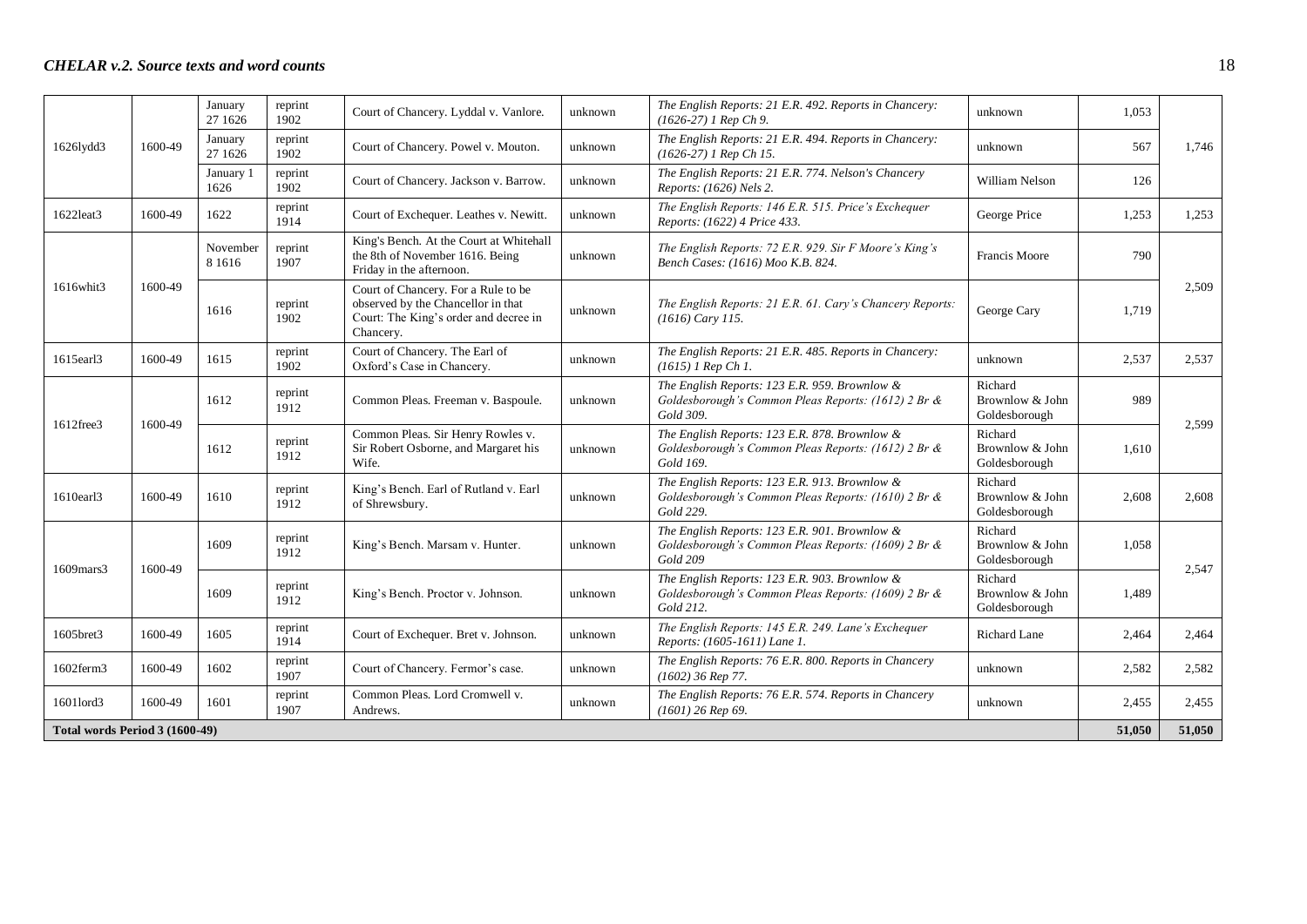| 1626lydd3 | 1600-49 | January 27 1626 | reprint 1902 | Court of Chancery. Lyddal v. Vanlore. | unknown | *The English Reports: 21 E.R. 492. Reports in Chancery: (1626-27) 1 Rep Ch 9.* | unknown | 1,053 | 1,746 |
|---|---|---|---|---|---|---|---|---|---|
| | | January 27 1626 | reprint 1902 | Court of Chancery. Powel v. Mouton. | unknown | *The English Reports: 21 E.R. 494. Reports in Chancery: (1626-27) 1 Rep Ch 15.* | unknown | 567 | |
| | | January 1 1626 | reprint 1902 | Court of Chancery. Jackson v. Barrow. | unknown | *The English Reports: 21 E.R. 774. Nelson's Chancery Reports: (1626) Nels 2.* | William Nelson | 126 | |
| 1622leat3 | 1600-49 | 1622 | reprint 1914 | Court of Exchequer. Leathes v. Newitt. | unknown | *The English Reports: 146 E.R. 515. Price's Exchequer Reports: (1622) 4 Price 433.* | George Price | 1,253 | 1,253 |
| 1616whit3 | 1600-49 | November 8 1616 | reprint 1907 | King's Bench. At the Court at Whitehall the 8th of November 1616. Being Friday in the afternoon. | unknown | *The English Reports: 72 E.R. 929. Sir F Moore's King's Bench Cases: (1616) Moo K.B. 824.* | Francis Moore | 790 | 2,509 |
| | | 1616 | reprint 1902 | Court of Chancery. For a Rule to be observed by the Chancellor in that Court: The King's order and decree in Chancery. | unknown | *The English Reports: 21 E.R. 61. Cary's Chancery Reports: (1616) Cary 115.* | George Cary | 1,719 | |
| 1615earl3 | 1600-49 | 1615 | reprint 1902 | Court of Chancery. The Earl of Oxford's Case in Chancery. | unknown | *The English Reports: 21 E.R. 485. Reports in Chancery: (1615) 1 Rep Ch 1.* | unknown | 2,537 | 2,537 |
| 1612free3 | 1600-49 | 1612 | reprint 1912 | Common Pleas. Freeman v. Baspoule. | unknown | *The English Reports: 123 E.R. 959. Brownlow & Goldesborough's Common Pleas Reports: (1612) 2 Br & Gold 309.* | Richard Brownlow & John Goldesborough | 989 | 2,599 |
| | | 1612 | reprint 1912 | Common Pleas. Sir Henry Rowles v. Sir Robert Osborne, and Margaret his Wife. | unknown | *The English Reports: 123 E.R. 878. Brownlow & Goldesborough's Common Pleas Reports: (1612) 2 Br & Gold 169.* | Richard Brownlow & John Goldesborough | 1,610 | |
| 1610earl3 | 1600-49 | 1610 | reprint 1912 | King's Bench. Earl of Rutland v. Earl of Shrewsbury. | unknown | *The English Reports: 123 E.R. 913. Brownlow & Goldesborough's Common Pleas Reports: (1610) 2 Br & Gold 229.* | Richard Brownlow & John Goldesborough | 2,608 | 2,608 |
| 1609mars3 | 1600-49 | 1609 | reprint 1912 | King's Bench. Marsam v. Hunter. | unknown | *The English Reports: 123 E.R. 901. Brownlow & Goldesborough's Common Pleas Reports: (1609) 2 Br & Gold 209* | Richard Brownlow & John Goldesborough | 1,058 | 2,547 |
| | | 1609 | reprint 1912 | King's Bench. Proctor v. Johnson. | unknown | *The English Reports: 123 E.R. 903. Brownlow & Goldesborough's Common Pleas Reports: (1609) 2 Br & Gold 212.* | Richard Brownlow & John Goldesborough | 1,489 | |
| 1605bret3 | 1600-49 | 1605 | reprint 1914 | Court of Exchequer. Bret v. Johnson. | unknown | *The English Reports: 145 E.R. 249. Lane's Exchequer Reports: (1605-1611) Lane 1.* | Richard Lane | 2,464 | 2,464 |
| 1602ferm3 | 1600-49 | 1602 | reprint 1907 | Court of Chancery. Fermor's case. | unknown | *The English Reports: 76 E.R. 800. Reports in Chancery (1602) 36 Rep 77.* | unknown | 2,582 | 2,582 |
| 1601lord3 | 1600-49 | 1601 | reprint 1907 | Common Pleas. Lord Cromwell v. Andrews. | unknown | *The English Reports: 76 E.R. 574. Reports in Chancery (1601) 26 Rep 69.* | unknown | 2,455 | 2,455 |
| **Total words Period 3 (1600-49)** | | | | | | | | **51,050** | **51,050** |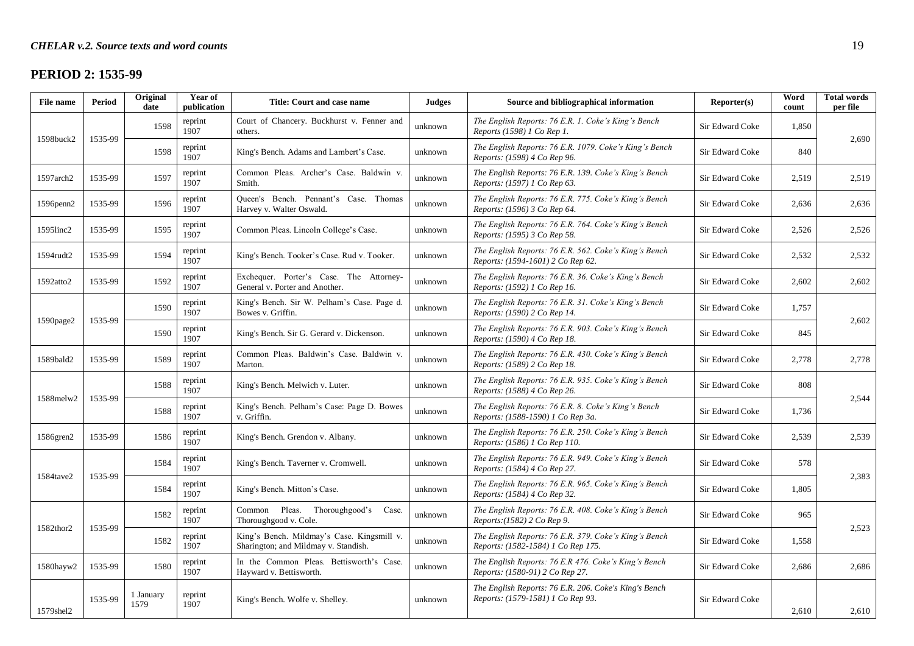## PERIOD 2: 1535-99

| File name | Period | Original date | Year of publication | Title: Court and case name | Judges | Source and bibliographical information | Reporter(s) | Word count | Total words per file |
|---|---|---|---|---|---|---|---|---|---|
| 1598buck2 | 1535-99 | 1598 | reprint 1907 | Court of Chancery. Buckhurst v. Fenner and others. | unknown | *The English Reports: 76 E.R. 1. Coke's King's Bench Reports (1598) 1 Co Rep 1.* | Sir Edward Coke | 1,850 | 2,690 |
| | | 1598 | reprint 1907 | King's Bench. Adams and Lambert's Case. | unknown | *The English Reports: 76 E.R. 1079. Coke's King's Bench Reports: (1598) 4 Co Rep 96.* | Sir Edward Coke | 840 | |
| 1597arch2 | 1535-99 | 1597 | reprint 1907 | Common Pleas. Archer's Case. Baldwin v. Smith. | unknown | *The English Reports: 76 E.R. 139. Coke's King's Bench Reports: (1597) 1 Co Rep 63.* | Sir Edward Coke | 2,519 | 2,519 |
| 1596penn2 | 1535-99 | 1596 | reprint 1907 | Queen's Bench. Pennant's Case. Thomas Harvey v. Walter Oswald. | unknown | *The English Reports: 76 E.R. 775. Coke's King's Bench Reports: (1596) 3 Co Rep 64.* | Sir Edward Coke | 2,636 | 2,636 |
| 1595linc2 | 1535-99 | 1595 | reprint 1907 | Common Pleas. Lincoln College's Case. | unknown | *The English Reports: 76 E.R. 764. Coke's King's Bench Reports: (1595) 3 Co Rep 58.* | Sir Edward Coke | 2,526 | 2,526 |
| 1594rudt2 | 1535-99 | 1594 | reprint 1907 | King's Bench. Tooker's Case. Rud v. Tooker. | unknown | *The English Reports: 76 E.R. 562. Coke's King's Bench Reports: (1594-1601) 2 Co Rep 62.* | Sir Edward Coke | 2,532 | 2,532 |
| 1592atto2 | 1535-99 | 1592 | reprint 1907 | Exchequer. Porter's Case. The Attorney-General v. Porter and Another. | unknown | *The English Reports: 76 E.R. 36. Coke's King's Bench Reports: (1592) 1 Co Rep 16.* | Sir Edward Coke | 2,602 | 2,602 |
| 1590page2 | 1535-99 | 1590 | reprint 1907 | King's Bench. Sir W. Pelham's Case. Page d. Bowes v. Griffin. | unknown | *The English Reports: 76 E.R. 31. Coke's King's Bench Reports: (1590) 2 Co Rep 14.* | Sir Edward Coke | 1,757 | 2,602 |
| | | 1590 | reprint 1907 | King's Bench. Sir G. Gerard v. Dickenson. | unknown | *The English Reports: 76 E.R. 903. Coke's King's Bench Reports: (1590) 4 Co Rep 18.* | Sir Edward Coke | 845 | |
| 1589bald2 | 1535-99 | 1589 | reprint 1907 | Common Pleas. Baldwin's Case. Baldwin v. Marton. | unknown | *The English Reports: 76 E.R. 430. Coke's King's Bench Reports: (1589) 2 Co Rep 18.* | Sir Edward Coke | 2,778 | 2,778 |
| 1588melw2 | 1535-99 | 1588 | reprint 1907 | King's Bench. Melwich v. Luter. | unknown | *The English Reports: 76 E.R. 935. Coke's King's Bench Reports: (1588) 4 Co Rep 26.* | Sir Edward Coke | 808 | 2,544 |
| | | 1588 | reprint 1907 | King's Bench. Pelham's Case: Page D. Bowes v. Griffin. | unknown | *The English Reports: 76 E.R. 8. Coke's King's Bench Reports: (1588-1590) 1 Co Rep 3a.* | Sir Edward Coke | 1,736 | |
| 1586gren2 | 1535-99 | 1586 | reprint 1907 | King's Bench. Grendon v. Albany. | unknown | *The English Reports: 76 E.R. 250. Coke's King's Bench Reports: (1586) 1 Co Rep 110.* | Sir Edward Coke | 2,539 | 2,539 |
| 1584tave2 | 1535-99 | 1584 | reprint 1907 | King's Bench. Taverner v. Cromwell. | unknown | *The English Reports: 76 E.R. 949. Coke's King's Bench Reports: (1584) 4 Co Rep 27.* | Sir Edward Coke | 578 | 2,383 |
| | | 1584 | reprint 1907 | King's Bench. Mitton's Case. | unknown | *The English Reports: 76 E.R. 965. Coke's King's Bench Reports: (1584) 4 Co Rep 32.* | Sir Edward Coke | 1,805 | |
| 1582thor2 | 1535-99 | 1582 | reprint 1907 | Common Pleas. Thoroughgood's Case. Thoroughgood v. Cole. | unknown | *The English Reports: 76 E.R. 408. Coke's King's Bench Reports:(1582) 2 Co Rep 9.* | Sir Edward Coke | 965 | 2,523 |
| | | 1582 | reprint 1907 | King's Bench. Mildmay's Case. Kingsmill v. Sharington; and Mildmay v. Standish. | unknown | *The English Reports: 76 E.R. 379. Coke's King's Bench Reports: (1582-1584) 1 Co Rep 175.* | Sir Edward Coke | 1,558 | |
| 1580hayw2 | 1535-99 | 1580 | reprint 1907 | In the Common Pleas. Bettisworth's Case. Hayward v. Bettisworth. | unknown | *The English Reports: 76 E.R 476. Coke's King's Bench Reports: (1580-91) 2 Co Rep 27.* | Sir Edward Coke | 2,686 | 2,686 |
| 1579shel2 | 1535-99 | 1 January 1579 | reprint 1907 | King's Bench. Wolfe v. Shelley. | unknown | *The English Reports: 76 E.R. 206. Coke's King's Bench Reports: (1579-1581) 1 Co Rep 93.* | Sir Edward Coke | 2,610 | 2,610 |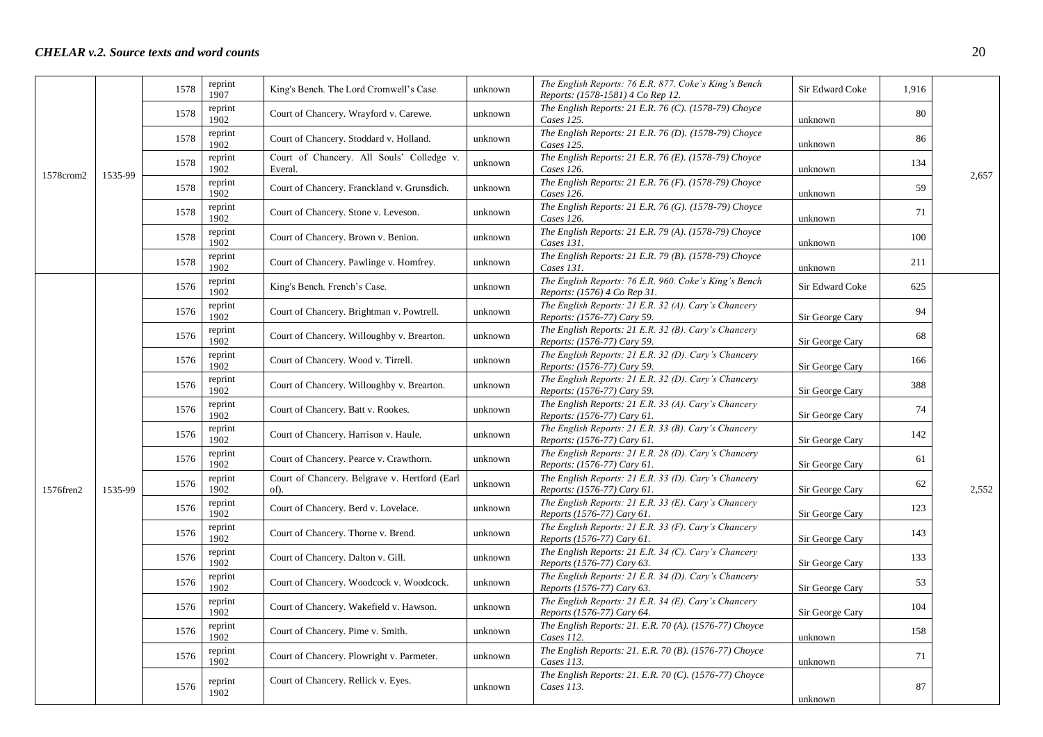| | | | | | | | | | |
|---|---|---|---|---|---|---|---|---|---|
| 1578crom2 | 1535-99 | 1578 | reprint 1907 | King's Bench. The Lord Cromwell's Case. | unknown | *The English Reports: 76 E.R. 877. Coke's King's Bench Reports: (1578-1581) 4 Co Rep 12.* | Sir Edward Coke | 1,916 | 2,657 |
| | | 1578 | reprint 1902 | Court of Chancery. Wrayford v. Carewe. | unknown | *The English Reports: 21 E.R. 76 (C). (1578-79) Choyce Cases 125.* | unknown | 80 | |
| | | 1578 | reprint 1902 | Court of Chancery. Stoddard v. Holland. | unknown | *The English Reports: 21 E.R. 76 (D). (1578-79) Choyce Cases 125.* | unknown | 86 | |
| | | 1578 | reprint 1902 | Court of Chancery. All Souls' Colledge v. Everal. | unknown | *The English Reports: 21 E.R. 76 (E). (1578-79) Choyce Cases 126.* | unknown | 134 | |
| | | 1578 | reprint 1902 | Court of Chancery. Franckland v. Grunsdich. | unknown | *The English Reports: 21 E.R. 76 (F). (1578-79) Choyce Cases 126.* | unknown | 59 | |
| | | 1578 | reprint 1902 | Court of Chancery. Stone v. Leveson. | unknown | *The English Reports: 21 E.R. 76 (G). (1578-79) Choyce Cases 126.* | unknown | 71 | |
| | | 1578 | reprint 1902 | Court of Chancery. Brown v. Benion. | unknown | *The English Reports: 21 E.R. 79 (A). (1578-79) Choyce Cases 131.* | unknown | 100 | |
| | | 1578 | reprint 1902 | Court of Chancery. Pawlinge v. Homfrey. | unknown | *The English Reports: 21 E.R. 79 (B). (1578-79) Choyce Cases 131.* | unknown | 211 | |
| 1576fren2 | 1535-99 | 1576 | reprint 1902 | King's Bench. French's Case. | unknown | *The English Reports: 76 E.R. 960. Coke's King's Bench Reports: (1576) 4 Co Rep 31.* | Sir Edward Coke | 625 | 2,552 |
| | | 1576 | reprint 1902 | Court of Chancery. Brightman v. Powtrell. | unknown | *The English Reports: 21 E.R. 32 (A). Cary's Chancery Reports: (1576-77) Cary 59.* | Sir George Cary | 94 | |
| | | 1576 | reprint 1902 | Court of Chancery. Willoughby v. Brearton. | unknown | *The English Reports: 21 E.R. 32 (B). Cary's Chancery Reports: (1576-77) Cary 59.* | Sir George Cary | 68 | |
| | | 1576 | reprint 1902 | Court of Chancery. Wood v. Tirrell. | unknown | *The English Reports: 21 E.R. 32 (D). Cary's Chancery Reports: (1576-77) Cary 59.* | Sir George Cary | 166 | |
| | | 1576 | reprint 1902 | Court of Chancery. Willoughby v. Brearton. | unknown | *The English Reports: 21 E.R. 32 (D). Cary's Chancery Reports: (1576-77) Cary 59.* | Sir George Cary | 388 | |
| | | 1576 | reprint 1902 | Court of Chancery. Batt v. Rookes. | unknown | *The English Reports: 21 E.R. 33 (A). Cary's Chancery Reports: (1576-77) Cary 61.* | Sir George Cary | 74 | |
| | | 1576 | reprint 1902 | Court of Chancery. Harrison v. Haule. | unknown | *The English Reports: 21 E.R. 33 (B). Cary's Chancery Reports: (1576-77) Cary 61.* | Sir George Cary | 142 | |
| | | 1576 | reprint 1902 | Court of Chancery. Pearce v. Crawthorn. | unknown | *The English Reports: 21 E.R. 28 (D). Cary's Chancery Reports: (1576-77) Cary 61.* | Sir George Cary | 61 | |
| | | 1576 | reprint 1902 | Court of Chancery. Belgrave v. Hertford (Earl of). | unknown | *The English Reports: 21 E.R. 33 (D). Cary's Chancery Reports: (1576-77) Cary 61.* | Sir George Cary | 62 | |
| | | 1576 | reprint 1902 | Court of Chancery. Berd v. Lovelace. | unknown | *The English Reports: 21 E.R. 33 (E). Cary's Chancery Reports (1576-77) Cary 61.* | Sir George Cary | 123 | |
| | | 1576 | reprint 1902 | Court of Chancery. Thorne v. Brend. | unknown | *The English Reports: 21 E.R. 33 (F). Cary's Chancery Reports (1576-77) Cary 61.* | Sir George Cary | 143 | |
| | | 1576 | reprint 1902 | Court of Chancery. Dalton v. Gill. | unknown | *The English Reports: 21 E.R. 34 (C). Cary's Chancery Reports (1576-77) Cary 63.* | Sir George Cary | 133 | |
| | | 1576 | reprint 1902 | Court of Chancery. Woodcock v. Woodcock. | unknown | *The English Reports: 21 E.R. 34 (D). Cary's Chancery Reports (1576-77) Cary 63.* | Sir George Cary | 53 | |
| | | 1576 | reprint 1902 | Court of Chancery. Wakefield v. Hawson. | unknown | *The English Reports: 21 E.R. 34 (E). Cary's Chancery Reports (1576-77) Cary 64.* | Sir George Cary | 104 | |
| | | 1576 | reprint 1902 | Court of Chancery. Pime v. Smith. | unknown | *The English Reports: 21. E.R. 70 (A). (1576-77) Choyce Cases 112.* | unknown | 158 | |
| | | 1576 | reprint 1902 | Court of Chancery. Plowright v. Parmeter. | unknown | *The English Reports: 21. E.R. 70 (B). (1576-77) Choyce Cases 113.* | unknown | 71 | |
| | | 1576 | reprint 1902 | Court of Chancery. Rellick v. Eyes. | unknown | *The English Reports: 21. E.R. 70 (C). (1576-77) Choyce Cases 113.* | unknown | 87 | |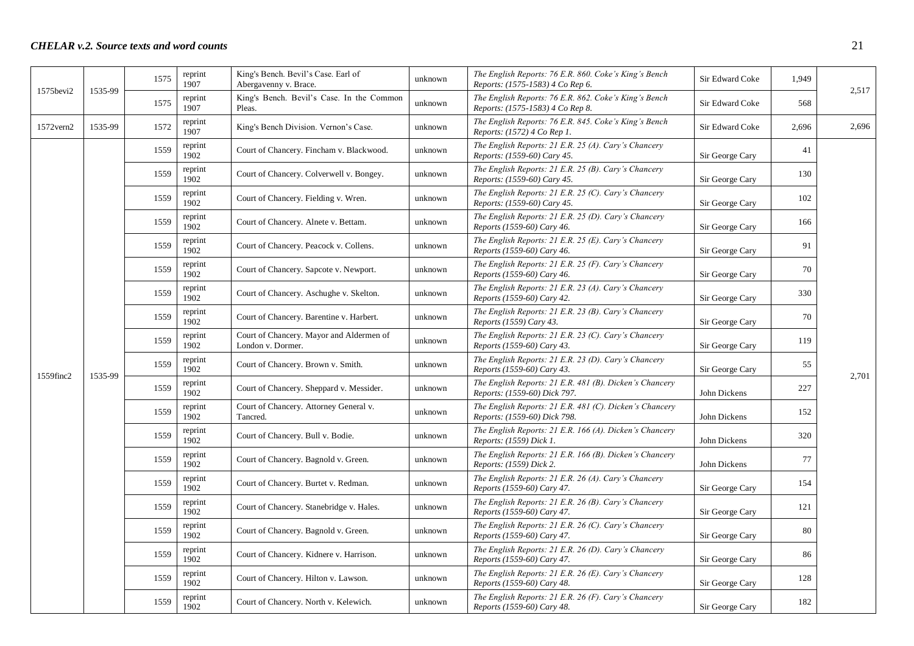| 1575bevi2 | 1535-99 | 1575 | reprint 1907 | King's Bench. Bevil's Case. Earl of Abergavenny v. Brace. | unknown | *The English Reports: 76 E.R. 860. Coke's King's Bench Reports: (1575-1583) 4 Co Rep 6.* | Sir Edward Coke | 1,949 | 2,517 |
|---|---|---|---|---|---|---|---|---|---|
| | | 1575 | reprint 1907 | King's Bench. Bevil's Case. In the Common Pleas. | unknown | *The English Reports: 76 E.R. 862. Coke's King's Bench Reports: (1575-1583) 4 Co Rep 8.* | Sir Edward Coke | 568 | |
| 1572vern2 | 1535-99 | 1572 | reprint 1907 | King's Bench Division. Vernon's Case. | unknown | *The English Reports: 76 E.R. 845. Coke's King's Bench Reports: (1572) 4 Co Rep 1.* | Sir Edward Coke | 2,696 | 2,696 |
| 1559finc2 | 1535-99 | 1559 | reprint 1902 | Court of Chancery. Fincham v. Blackwood. | unknown | *The English Reports: 21 E.R. 25 (A). Cary's Chancery Reports: (1559-60) Cary 45.* | Sir George Cary | 41 | 2,701 |
| | | 1559 | reprint 1902 | Court of Chancery. Colverwell v. Bongey. | unknown | *The English Reports: 21 E.R. 25 (B). Cary's Chancery Reports: (1559-60) Cary 45.* | Sir George Cary | 130 | |
| | | 1559 | reprint 1902 | Court of Chancery. Fielding v. Wren. | unknown | *The English Reports: 21 E.R. 25 (C). Cary's Chancery Reports: (1559-60) Cary 45.* | Sir George Cary | 102 | |
| | | 1559 | reprint 1902 | Court of Chancery. Alnete v. Bettam. | unknown | *The English Reports: 21 E.R. 25 (D). Cary's Chancery Reports (1559-60) Cary 46.* | Sir George Cary | 166 | |
| | | 1559 | reprint 1902 | Court of Chancery. Peacock v. Collens. | unknown | *The English Reports: 21 E.R. 25 (E). Cary's Chancery Reports (1559-60) Cary 46.* | Sir George Cary | 91 | |
| | | 1559 | reprint 1902 | Court of Chancery. Sapcote v. Newport. | unknown | *The English Reports: 21 E.R. 25 (F). Cary's Chancery Reports (1559-60) Cary 46.* | Sir George Cary | 70 | |
| | | 1559 | reprint 1902 | Court of Chancery. Aschughe v. Skelton. | unknown | *The English Reports: 21 E.R. 23 (A). Cary's Chancery Reports (1559-60) Cary 42.* | Sir George Cary | 330 | |
| | | 1559 | reprint 1902 | Court of Chancery. Barentine v. Harbert. | unknown | *The English Reports: 21 E.R. 23 (B). Cary's Chancery Reports (1559) Cary 43.* | Sir George Cary | 70 | |
| | | 1559 | reprint 1902 | Court of Chancery. Mayor and Aldermen of London v. Dormer. | unknown | *The English Reports: 21 E.R. 23 (C). Cary's Chancery Reports (1559-60) Cary 43.* | Sir George Cary | 119 | |
| | | 1559 | reprint 1902 | Court of Chancery. Brown v. Smith. | unknown | *The English Reports: 21 E.R. 23 (D). Cary's Chancery Reports (1559-60) Cary 43.* | Sir George Cary | 55 | |
| | | 1559 | reprint 1902 | Court of Chancery. Sheppard v. Messider. | unknown | *The English Reports: 21 E.R. 481 (B). Dicken's Chancery Reports: (1559-60) Dick 797.* | John Dickens | 227 | |
| | | 1559 | reprint 1902 | Court of Chancery. Attorney General v. Tancred. | unknown | *The English Reports: 21 E.R. 481 (C). Dicken's Chancery Reports: (1559-60) Dick 798.* | John Dickens | 152 | |
| | | 1559 | reprint 1902 | Court of Chancery. Bull v. Bodie. | unknown | *The English Reports: 21 E.R. 166 (A). Dicken's Chancery Reports: (1559) Dick 1.* | John Dickens | 320 | |
| | | 1559 | reprint 1902 | Court of Chancery. Bagnold v. Green. | unknown | *The English Reports: 21 E.R. 166 (B). Dicken's Chancery Reports: (1559) Dick 2.* | John Dickens | 77 | |
| | | 1559 | reprint 1902 | Court of Chancery. Burtet v. Redman. | unknown | *The English Reports: 21 E.R. 26 (A). Cary's Chancery Reports (1559-60) Cary 47.* | Sir George Cary | 154 | |
| | | 1559 | reprint 1902 | Court of Chancery. Stanebridge v. Hales. | unknown | *The English Reports: 21 E.R. 26 (B). Cary's Chancery Reports (1559-60) Cary 47.* | Sir George Cary | 121 | |
| | | 1559 | reprint 1902 | Court of Chancery. Bagnold v. Green. | unknown | *The English Reports: 21 E.R. 26 (C). Cary's Chancery Reports (1559-60) Cary 47.* | Sir George Cary | 80 | |
| | | 1559 | reprint 1902 | Court of Chancery. Kidnere v. Harrison. | unknown | *The English Reports: 21 E.R. 26 (D). Cary's Chancery Reports (1559-60) Cary 47.* | Sir George Cary | 86 | |
| | | 1559 | reprint 1902 | Court of Chancery. Hilton v. Lawson. | unknown | *The English Reports: 21 E.R. 26 (E). Cary's Chancery Reports (1559-60) Cary 48.* | Sir George Cary | 128 | |
| | | 1559 | reprint 1902 | Court of Chancery. North v. Kelewich. | unknown | *The English Reports: 21 E.R. 26 (F). Cary's Chancery Reports (1559-60) Cary 48.* | Sir George Cary | 182 | |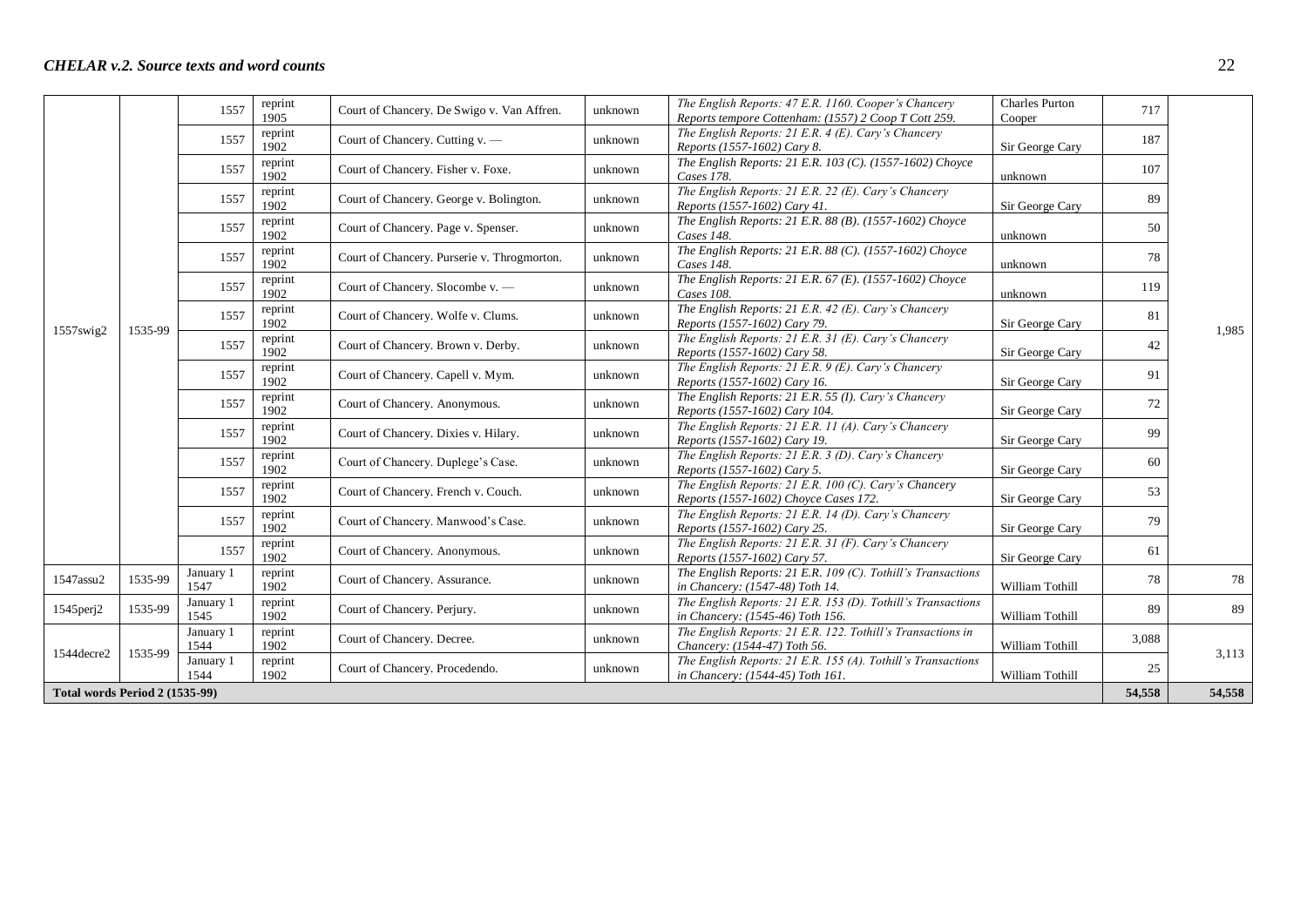| | | | | | | | | | |
|---|---|---|---|---|---|---|---|---|---|
| 1557swig2 | 1535-99 | 1557 | reprint 1905 | Court of Chancery. De Swigo v. Van Affren. | unknown | *The English Reports: 47 E.R. 1160. Cooper's Chancery Reports tempore Cottenham: (1557) 2 Coop T Cott 259.* | Charles Purton Cooper | 717 | 1,985 |
| | | 1557 | reprint 1902 | Court of Chancery. Cutting v. — | unknown | *The English Reports: 21 E.R. 4 (E). Cary's Chancery Reports (1557-1602) Cary 8.* | Sir George Cary | 187 | |
| | | 1557 | reprint 1902 | Court of Chancery. Fisher v. Foxe. | unknown | *The English Reports: 21 E.R. 103 (C). (1557-1602) Choyce Cases 178.* | unknown | 107 | |
| | | 1557 | reprint 1902 | Court of Chancery. George v. Bolington. | unknown | *The English Reports: 21 E.R. 22 (E). Cary's Chancery Reports (1557-1602) Cary 41.* | Sir George Cary | 89 | |
| | | 1557 | reprint 1902 | Court of Chancery. Page v. Spenser. | unknown | *The English Reports: 21 E.R. 88 (B). (1557-1602) Choyce Cases 148.* | unknown | 50 | |
| | | 1557 | reprint 1902 | Court of Chancery. Purserie v. Throgmorton. | unknown | *The English Reports: 21 E.R. 88 (C). (1557-1602) Choyce Cases 148.* | unknown | 78 | |
| | | 1557 | reprint 1902 | Court of Chancery. Slocombe v. — | unknown | *The English Reports: 21 E.R. 67 (E). (1557-1602) Choyce Cases 108.* | unknown | 119 | |
| | | 1557 | reprint 1902 | Court of Chancery. Wolfe v. Clums. | unknown | *The English Reports: 21 E.R. 42 (E). Cary's Chancery Reports (1557-1602) Cary 79.* | Sir George Cary | 81 | |
| | | 1557 | reprint 1902 | Court of Chancery. Brown v. Derby. | unknown | *The English Reports: 21 E.R. 31 (E). Cary's Chancery Reports (1557-1602) Cary 58.* | Sir George Cary | 42 | |
| | | 1557 | reprint 1902 | Court of Chancery. Capell v. Mym. | unknown | *The English Reports: 21 E.R. 9 (E). Cary's Chancery Reports (1557-1602) Cary 16.* | Sir George Cary | 91 | |
| | | 1557 | reprint 1902 | Court of Chancery. Anonymous. | unknown | *The English Reports: 21 E.R. 55 (I). Cary's Chancery Reports (1557-1602) Cary 104.* | Sir George Cary | 72 | |
| | | 1557 | reprint 1902 | Court of Chancery. Dixies v. Hilary. | unknown | *The English Reports: 21 E.R. 11 (A). Cary's Chancery Reports (1557-1602) Cary 19.* | Sir George Cary | 99 | |
| | | 1557 | reprint 1902 | Court of Chancery. Duplege's Case. | unknown | *The English Reports: 21 E.R. 3 (D). Cary's Chancery Reports (1557-1602) Cary 5.* | Sir George Cary | 60 | |
| | | 1557 | reprint 1902 | Court of Chancery. French v. Couch. | unknown | *The English Reports: 21 E.R. 100 (C). Cary's Chancery Reports (1557-1602) Choyce Cases 172.* | Sir George Cary | 53 | |
| | | 1557 | reprint 1902 | Court of Chancery. Manwood's Case. | unknown | *The English Reports: 21 E.R. 14 (D). Cary's Chancery Reports (1557-1602) Cary 25.* | Sir George Cary | 79 | |
| | | 1557 | reprint 1902 | Court of Chancery. Anonymous. | unknown | *The English Reports: 21 E.R. 31 (F). Cary's Chancery Reports (1557-1602) Cary 57.* | Sir George Cary | 61 | |
| 1547assu2 | 1535-99 | January 1 1547 | reprint 1902 | Court of Chancery. Assurance. | unknown | *The English Reports: 21 E.R. 109 (C). Tothill's Transactions in Chancery: (1547-48) Toth 14.* | William Tothill | 78 | 78 |
| 1545perj2 | 1535-99 | January 1 1545 | reprint 1902 | Court of Chancery. Perjury. | unknown | *The English Reports: 21 E.R. 153 (D). Tothill's Transactions in Chancery: (1545-46) Toth 156.* | William Tothill | 89 | 89 |
| 1544decre2 | 1535-99 | January 1 1544 | reprint 1902 | Court of Chancery. Decree. | unknown | *The English Reports: 21 E.R. 122. Tothill's Transactions in Chancery: (1544-47) Toth 56.* | William Tothill | 3,088 | 3,113 |
| | | January 1 1544 | reprint 1902 | Court of Chancery. Procedendo. | unknown | *The English Reports: 21 E.R. 155 (A). Tothill's Transactions in Chancery: (1544-45) Toth 161.* | William Tothill | 25 | |
| **Total words Period 2 (1535-99)** | | | | | | | | **54,558** | **54,558** |